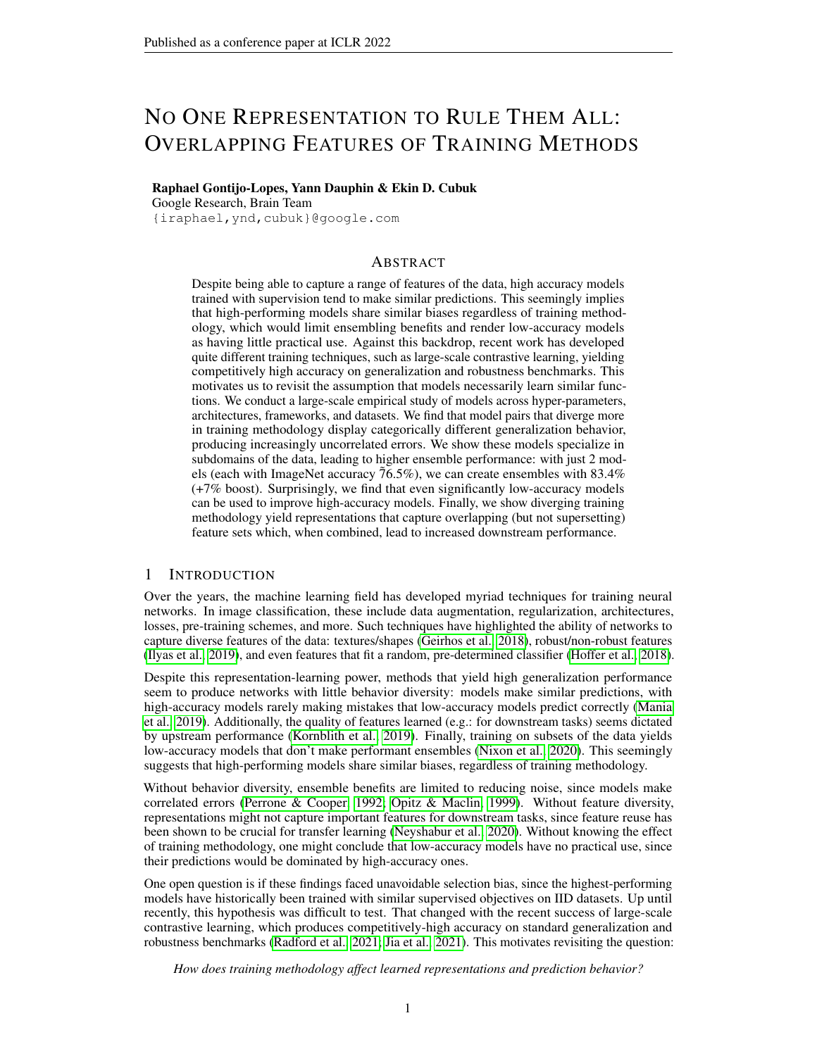# NO ONE REPRESENTATION TO RULE THEM ALL: OVERLAPPING FEATURES OF TRAINING METHODS

**Raphael Gontijo-Lopes, Yann Dauphin & Ekin D. Cubuk**
Google Research, Brain Team
{iraphael,ynd,cubuk}@google.com

## ABSTRACT

Despite being able to capture a range of features of the data, high accuracy models trained with supervision tend to make similar predictions. This seemingly implies that high-performing models share similar biases regardless of training methodology, which would limit ensembling benefits and render low-accuracy models as having little practical use. Against this backdrop, recent work has developed quite different training techniques, such as large-scale contrastive learning, yielding competitively high accuracy on generalization and robustness benchmarks. This motivates us to revisit the assumption that models necessarily learn similar functions. We conduct a large-scale empirical study of models across hyper-parameters, architectures, frameworks, and datasets. We find that model pairs that diverge more in training methodology display categorically different generalization behavior, producing increasingly uncorrelated errors. We show these models specialize in subdomains of the data, leading to higher ensemble performance: with just 2 models (each with ImageNet accuracy ~76.5%), we can create ensembles with 83.4% (+7% boost). Surprisingly, we find that even significantly low-accuracy models can be used to improve high-accuracy models. Finally, we show diverging training methodology yield representations that capture overlapping (but not supersetting) feature sets which, when combined, lead to increased downstream performance.

## 1 INTRODUCTION

Over the years, the machine learning field has developed myriad techniques for training neural networks. In image classification, these include data augmentation, regularization, architectures, losses, pre-training schemes, and more. Such techniques have highlighted the ability of networks to capture diverse features of the data: textures/shapes (Geirhos et al., 2018), robust/non-robust features (Ilyas et al., 2019), and even features that fit a random, pre-determined classifier (Hoffer et al., 2018).

Despite this representation-learning power, methods that yield high generalization performance seem to produce networks with little behavior diversity: models make similar predictions, with high-accuracy models rarely making mistakes that low-accuracy models predict correctly (Mania et al., 2019). Additionally, the quality of features learned (e.g.: for downstream tasks) seems dictated by upstream performance (Kornblith et al., 2019). Finally, training on subsets of the data yields low-accuracy models that don't make performant ensembles (Nixon et al., 2020). This seemingly suggests that high-performing models share similar biases, regardless of training methodology.

Without behavior diversity, ensemble benefits are limited to reducing noise, since models make correlated errors (Perrone & Cooper, 1992; Opitz & Maclin, 1999). Without feature diversity, representations might not capture important features for downstream tasks, since feature reuse has been shown to be crucial for transfer learning (Neyshabur et al., 2020). Without knowing the effect of training methodology, one might conclude that low-accuracy models have no practical use, since their predictions would be dominated by high-accuracy ones.

One open question is if these findings faced unavoidable selection bias, since the highest-performing models have historically been trained with similar supervised objectives on IID datasets. Up until recently, this hypothesis was difficult to test. That changed with the recent success of large-scale contrastive learning, which produces competitively-high accuracy on standard generalization and robustness benchmarks (Radford et al., 2021; Jia et al., 2021). This motivates revisiting the question:

*How does training methodology affect learned representations and prediction behavior?*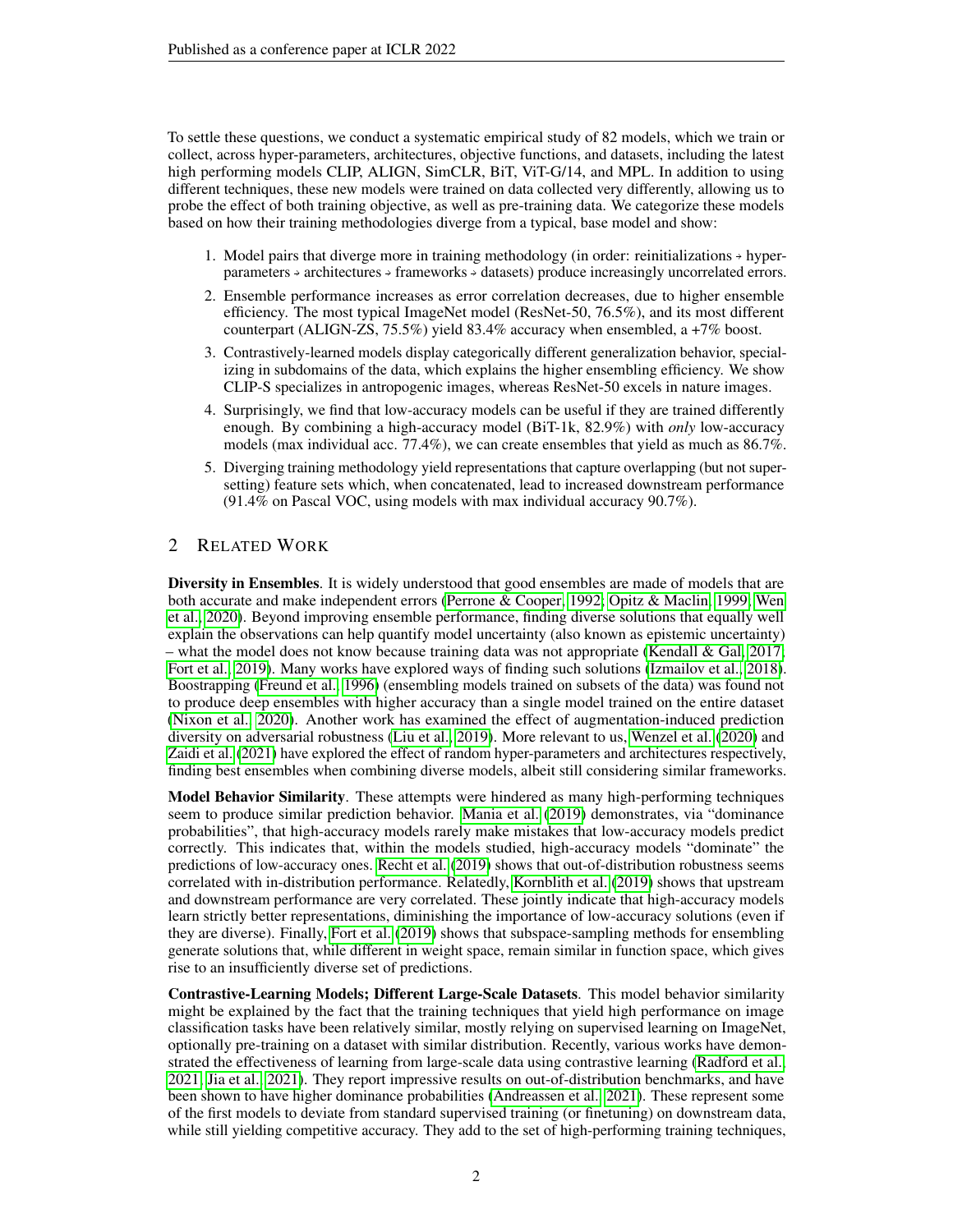To settle these questions, we conduct a systematic empirical study of 82 models, which we train or collect, across hyper-parameters, architectures, objective functions, and datasets, including the latest high performing models CLIP, ALIGN, SimCLR, BiT, ViT-G/14, and MPL. In addition to using different techniques, these new models were trained on data collected very differently, allowing us to probe the effect of both training objective, as well as pre-training data. We categorize these models based on how their training methodologies diverge from a typical, base model and show:

1. Model pairs that diverge more in training methodology (in order: reinitializations → hyper-parameters → architectures → frameworks → datasets) produce increasingly uncorrelated errors.
2. Ensemble performance increases as error correlation decreases, due to higher ensemble efficiency. The most typical ImageNet model (ResNet-50, 76.5%), and its most different counterpart (ALIGN-ZS, 75.5%) yield 83.4% accuracy when ensembled, a +7% boost.
3. Contrastively-learned models display categorically different generalization behavior, specializing in subdomains of the data, which explains the higher ensembling efficiency. We show CLIP-S specializes in antropogenic images, whereas ResNet-50 excels in nature images.
4. Surprisingly, we find that low-accuracy models can be useful if they are trained differently enough. By combining a high-accuracy model (BiT-1k, 82.9%) with *only* low-accuracy models (max individual acc. 77.4%), we can create ensembles that yield as much as 86.7%.
5. Diverging training methodology yield representations that capture overlapping (but not supersetting) feature sets which, when concatenated, lead to increased downstream performance (91.4% on Pascal VOC, using models with max individual accuracy 90.7%).

## 2 Related Work

**Diversity in Ensembles**. It is widely understood that good ensembles are made of models that are both accurate and make independent errors (Perrone & Cooper, 1992; Opitz & Maclin, 1999; Wen et al., 2020). Beyond improving ensemble performance, finding diverse solutions that equally well explain the observations can help quantify model uncertainty (also known as epistemic uncertainty) – what the model does not know because training data was not appropriate (Kendall & Gal, 2017; Fort et al., 2019). Many works have explored ways of finding such solutions (Izmailov et al., 2018). Boostrapping (Freund et al., 1996) (ensembling models trained on subsets of the data) was found not to produce deep ensembles with higher accuracy than a single model trained on the entire dataset (Nixon et al., 2020). Another work has examined the effect of augmentation-induced prediction diversity on adversarial robustness (Liu et al., 2019). More relevant to us, Wenzel et al. (2020) and Zaidi et al. (2021) have explored the effect of random hyper-parameters and architectures respectively, finding best ensembles when combining diverse models, albeit still considering similar frameworks.

**Model Behavior Similarity**. These attempts were hindered as many high-performing techniques seem to produce similar prediction behavior. Mania et al. (2019) demonstrates, via "dominance probabilities", that high-accuracy models rarely make mistakes that low-accuracy models predict correctly. This indicates that, within the models studied, high-accuracy models "dominate" the predictions of low-accuracy ones. Recht et al. (2019) shows that out-of-distribution robustness seems correlated with in-distribution performance. Relatedly, Kornblith et al. (2019) shows that upstream and downstream performance are very correlated. These jointly indicate that high-accuracy models learn strictly better representations, diminishing the importance of low-accuracy solutions (even if they are diverse). Finally, Fort et al. (2019) shows that subspace-sampling methods for ensembling generate solutions that, while different in weight space, remain similar in function space, which gives rise to an insufficiently diverse set of predictions.

**Contrastive-Learning Models; Different Large-Scale Datasets**. This model behavior similarity might be explained by the fact that the training techniques that yield high performance on image classification tasks have been relatively similar, mostly relying on supervised learning on ImageNet, optionally pre-training on a dataset with similar distribution. Recently, various works have demonstrated the effectiveness of learning from large-scale data using contrastive learning (Radford et al., 2021; Jia et al., 2021). They report impressive results on out-of-distribution benchmarks, and have been shown to have higher dominance probabilities (Andreassen et al., 2021). These represent some of the first models to deviate from standard supervised training (or finetuning) on downstream data, while still yielding competitive accuracy. They add to the set of high-performing training techniques,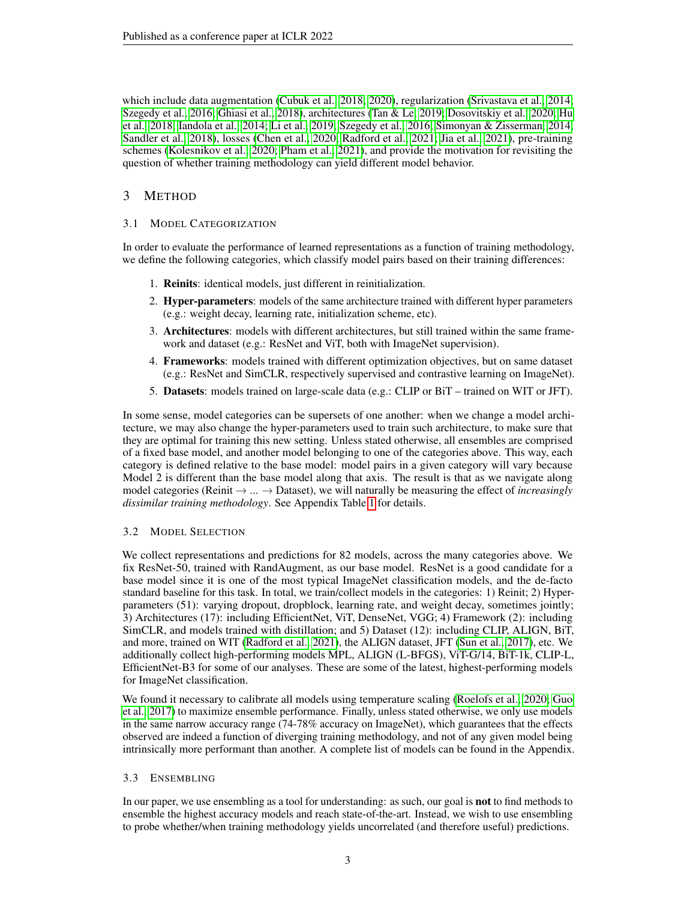which include data augmentation (Cubuk et al., 2018; 2020), regularization (Srivastava et al., 2014; Szegedy et al., 2016; Ghiasi et al., 2018), architectures (Tan & Le, 2019; Dosovitskiy et al., 2020; Hu et al., 2018; Iandola et al., 2014; Li et al., 2019; Szegedy et al., 2016; Simonyan & Zisserman, 2014; Sandler et al., 2018), losses (Chen et al., 2020; Radford et al., 2021; Jia et al., 2021), pre-training schemes (Kolesnikov et al., 2020; Pham et al., 2021), and provide the motivation for revisiting the question of whether training methodology can yield different model behavior.

# 3 Method

## 3.1 Model Categorization

In order to evaluate the performance of learned representations as a function of training methodology, we define the following categories, which classify model pairs based on their training differences:

1. **Reinits**: identical models, just different in reinitialization.
2. **Hyper-parameters**: models of the same architecture trained with different hyper parameters (e.g.: weight decay, learning rate, initialization scheme, etc).
3. **Architectures**: models with different architectures, but still trained within the same framework and dataset (e.g.: ResNet and ViT, both with ImageNet supervision).
4. **Frameworks**: models trained with different optimization objectives, but on same dataset (e.g.: ResNet and SimCLR, respectively supervised and contrastive learning on ImageNet).
5. **Datasets**: models trained on large-scale data (e.g.: CLIP or BiT – trained on WIT or JFT).

In some sense, model categories can be supersets of one another: when we change a model architecture, we may also change the hyper-parameters used to train such architecture, to make sure that they are optimal for training this new setting. Unless stated otherwise, all ensembles are comprised of a fixed base model, and another model belonging to one of the categories above. This way, each category is defined relative to the base model: model pairs in a given category will vary because Model 2 is different than the base model along that axis. The result is that as we navigate along model categories (Reinit → ... → Dataset), we will naturally be measuring the effect of *increasingly dissimilar training methodology*. See Appendix Table 1 for details.

## 3.2 Model Selection

We collect representations and predictions for 82 models, across the many categories above. We fix ResNet-50, trained with RandAugment, as our base model. ResNet is a good candidate for a base model since it is one of the most typical ImageNet classification models, and the de-facto standard baseline for this task. In total, we train/collect models in the categories: 1) Reinit; 2) Hyper-parameters (51): varying dropout, dropblock, learning rate, and weight decay, sometimes jointly; 3) Architectures (17): including EfficientNet, ViT, DenseNet, VGG; 4) Framework (2): including SimCLR, and models trained with distillation; and 5) Dataset (12): including CLIP, ALIGN, BiT, and more, trained on WIT (Radford et al., 2021), the ALIGN dataset, JFT (Sun et al., 2017), etc. We additionally collect high-performing models MPL, ALIGN (L-BFGS), ViT-G/14, BiT-1k, CLIP-L, EfficientNet-B3 for some of our analyses. These are some of the latest, highest-performing models for ImageNet classification.

We found it necessary to calibrate all models using temperature scaling (Roelofs et al., 2020; Guo et al., 2017) to maximize ensemble performance. Finally, unless stated otherwise, we only use models in the same narrow accuracy range (74-78% accuracy on ImageNet), which guarantees that the effects observed are indeed a function of diverging training methodology, and not of any given model being intrinsically more performant than another. A complete list of models can be found in the Appendix.

## 3.3 Ensembling

In our paper, we use ensembling as a tool for understanding: as such, our goal is **not** to find methods to ensemble the highest accuracy models and reach state-of-the-art. Instead, we wish to use ensembling to probe whether/when training methodology yields uncorrelated (and therefore useful) predictions.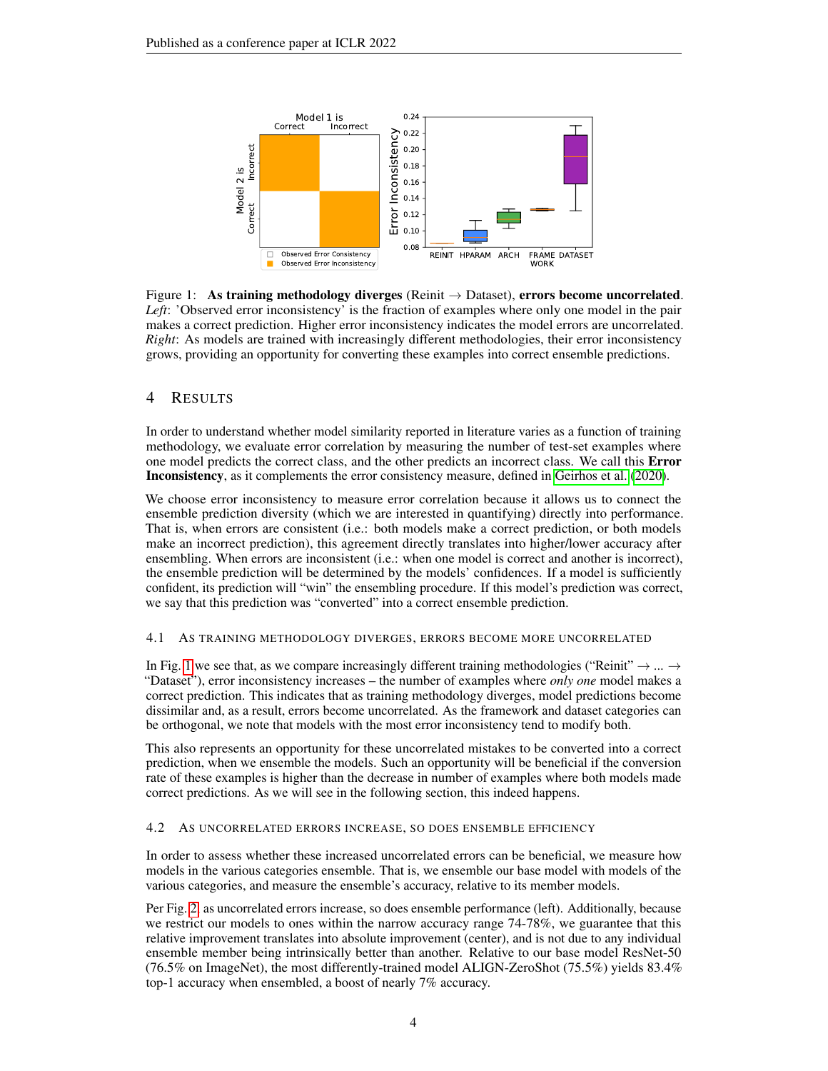Figure 1: **As training methodology diverges** (Reinit → Dataset), **errors become uncorrelated**. *Left*: 'Observed error inconsistency' is the fraction of examples where only one model in the pair makes a correct prediction. Higher error inconsistency indicates the model errors are uncorrelated. *Right*: As models are trained with increasingly different methodologies, their error inconsistency grows, providing an opportunity for converting these examples into correct ensemble predictions.

# 4 Results

In order to understand whether model similarity reported in literature varies as a function of training methodology, we evaluate error correlation by measuring the number of test-set examples where one model predicts the correct class, and the other predicts an incorrect class. We call this **Error Inconsistency**, as it complements the error consistency measure, defined in Geirhos et al. (2020).

We choose error inconsistency to measure error correlation because it allows us to connect the ensemble prediction diversity (which we are interested in quantifying) directly into performance. That is, when errors are consistent (i.e.: both models make a correct prediction, or both models make an incorrect prediction), this agreement directly translates into higher/lower accuracy after ensembling. When errors are inconsistent (i.e.: when one model is correct and another is incorrect), the ensemble prediction will be determined by the models' confidences. If a model is sufficiently confident, its prediction will "win" the ensembling procedure. If this model's prediction was correct, we say that this prediction was "converted" into a correct ensemble prediction.

## 4.1 As training methodology diverges, errors become more uncorrelated

In Fig. 1 we see that, as we compare increasingly different training methodologies ("Reinit" → ... → "Dataset"), error inconsistency increases – the number of examples where *only one* model makes a correct prediction. This indicates that as training methodology diverges, model predictions become dissimilar and, as a result, errors become uncorrelated. As the framework and dataset categories can be orthogonal, we note that models with the most error inconsistency tend to modify both.

This also represents an opportunity for these uncorrelated mistakes to be converted into a correct prediction, when we ensemble the models. Such an opportunity will be beneficial if the conversion rate of these examples is higher than the decrease in number of examples where both models made correct predictions. As we will see in the following section, this indeed happens.

## 4.2 As uncorrelated errors increase, so does ensemble efficiency

In order to assess whether these increased uncorrelated errors can be beneficial, we measure how models in the various categories ensemble. That is, we ensemble our base model with models of the various categories, and measure the ensemble's accuracy, relative to its member models.

Per Fig. 2, as uncorrelated errors increase, so does ensemble performance (left). Additionally, because we restrict our models to ones within the narrow accuracy range 74-78%, we guarantee that this relative improvement translates into absolute improvement (center), and is not due to any individual ensemble member being intrinsically better than another. Relative to our base model ResNet-50 (76.5% on ImageNet), the most differently-trained model ALIGN-ZeroShot (75.5%) yields 83.4% top-1 accuracy when ensembled, a boost of nearly 7% accuracy.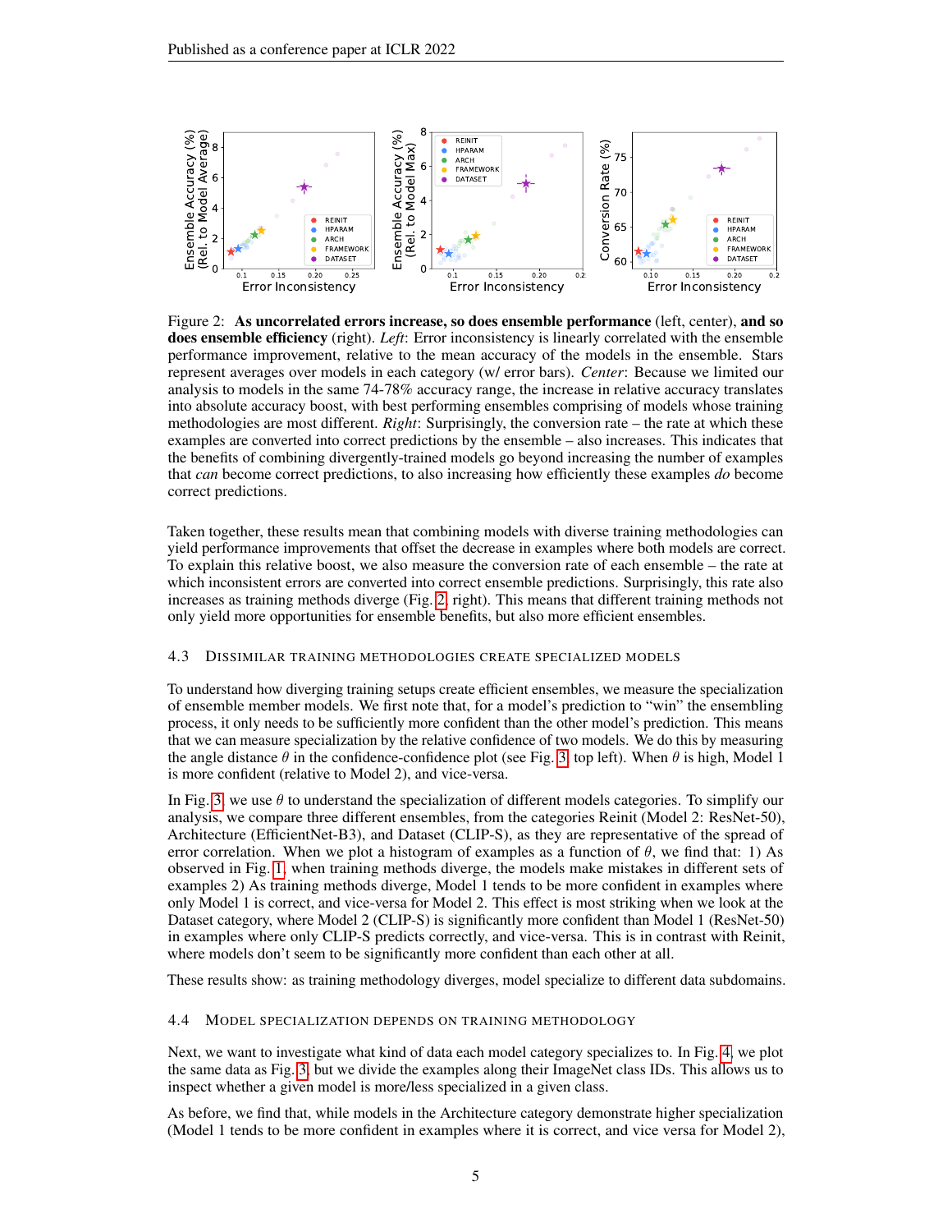Figure 2: **As uncorrelated errors increase, so does ensemble performance** (left, center), **and so does ensemble efficiency** (right). *Left*: Error inconsistency is linearly correlated with the ensemble performance improvement, relative to the mean accuracy of the models in the ensemble. Stars represent averages over models in each category (w/ error bars). *Center*: Because we limited our analysis to models in the same 74-78% accuracy range, the increase in relative accuracy translates into absolute accuracy boost, with best performing ensembles comprising of models whose training methodologies are most different. *Right*: Surprisingly, the conversion rate – the rate at which these examples are converted into correct predictions by the ensemble – also increases. This indicates that the benefits of combining divergently-trained models go beyond increasing the number of examples that *can* become correct predictions, to also increasing how efficiently these examples *do* become correct predictions.

Taken together, these results mean that combining models with diverse training methodologies can yield performance improvements that offset the decrease in examples where both models are correct. To explain this relative boost, we also measure the conversion rate of each ensemble – the rate at which inconsistent errors are converted into correct ensemble predictions. Surprisingly, this rate also increases as training methods diverge (Fig. 2, right). This means that different training methods not only yield more opportunities for ensemble benefits, but also more efficient ensembles.

### 4.3 Dissimilar training methodologies create specialized models

To understand how diverging training setups create efficient ensembles, we measure the specialization of ensemble member models. We first note that, for a model's prediction to "win" the ensembling process, it only needs to be sufficiently more confident than the other model's prediction. This means that we can measure specialization by the relative confidence of two models. We do this by measuring the angle distance $\theta$ in the confidence-confidence plot (see Fig. 3, top left). When $\theta$ is high, Model 1 is more confident (relative to Model 2), and vice-versa.

In Fig. 3, we use $\theta$ to understand the specialization of different models categories. To simplify our analysis, we compare three different ensembles, from the categories Reinit (Model 2: ResNet-50), Architecture (EfficientNet-B3), and Dataset (CLIP-S), as they are representative of the spread of error correlation. When we plot a histogram of examples as a function of $\theta$, we find that: 1) As observed in Fig. 1, when training methods diverge, the models make mistakes in different sets of examples 2) As training methods diverge, Model 1 tends to be more confident in examples where only Model 1 is correct, and vice-versa for Model 2. This effect is most striking when we look at the Dataset category, where Model 2 (CLIP-S) is significantly more confident than Model 1 (ResNet-50) in examples where only CLIP-S predicts correctly, and vice-versa. This is in contrast with Reinit, where models don't seem to be significantly more confident than each other at all.

These results show: as training methodology diverges, model specialize to different data subdomains.

### 4.4 Model specialization depends on training methodology

Next, we want to investigate what kind of data each model category specializes to. In Fig. 4, we plot the same data as Fig. 3, but we divide the examples along their ImageNet class IDs. This allows us to inspect whether a given model is more/less specialized in a given class.

As before, we find that, while models in the Architecture category demonstrate higher specialization (Model 1 tends to be more confident in examples where it is correct, and vice versa for Model 2),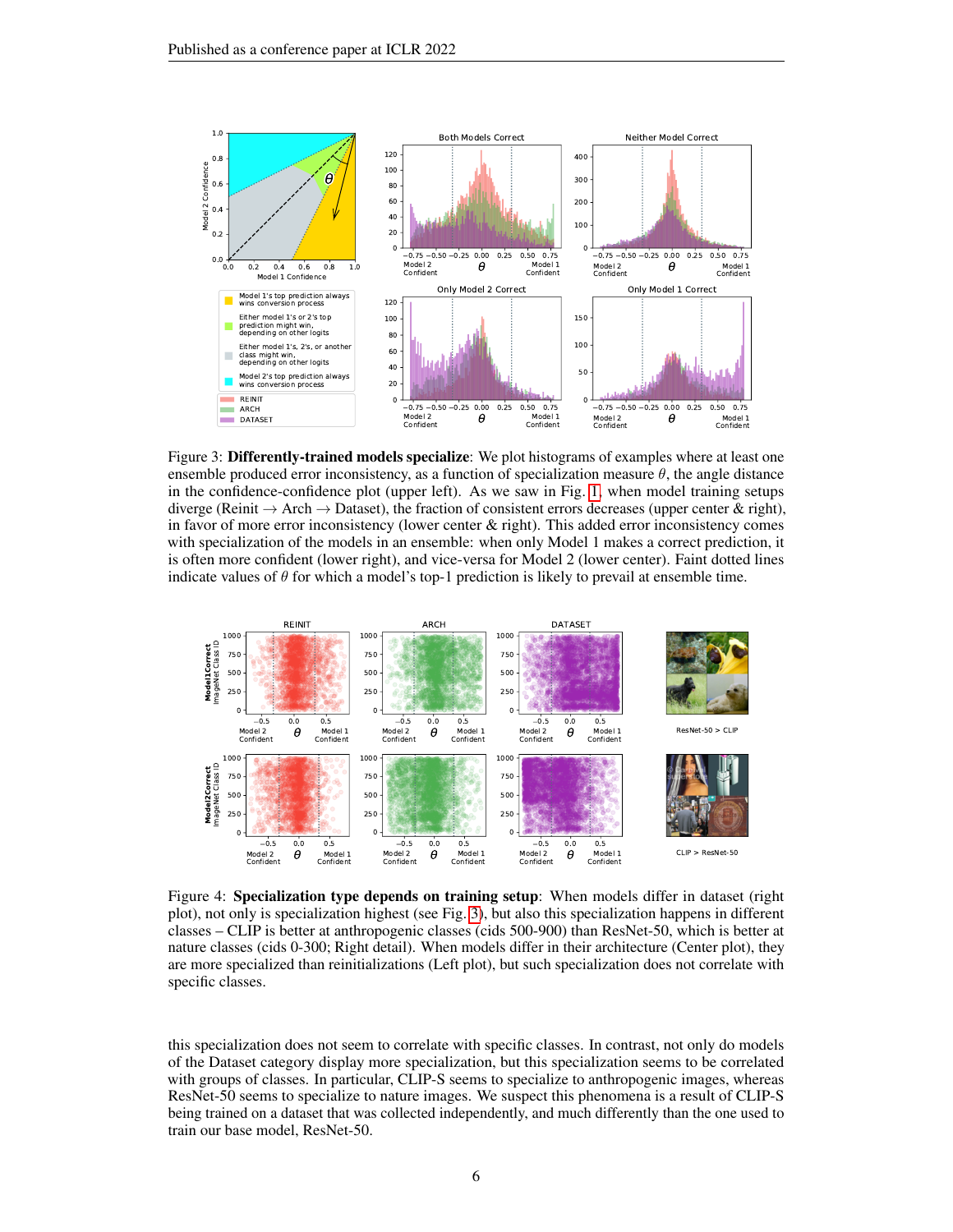Figure 3: **Differently-trained models specialize**: We plot histograms of examples where at least one ensemble produced error inconsistency, as a function of specialization measure $\theta$, the angle distance in the confidence-confidence plot (upper left). As we saw in Fig. 1, when model training setups diverge (Reinit → Arch → Dataset), the fraction of consistent errors decreases (upper center & right), in favor of more error inconsistency (lower center & right). This added error inconsistency comes with specialization of the models in an ensemble: when only Model 1 makes a correct prediction, it is often more confident (lower right), and vice-versa for Model 2 (lower center). Faint dotted lines indicate values of $\theta$ for which a model's top-1 prediction is likely to prevail at ensemble time.

Figure 4: **Specialization type depends on training setup**: When models differ in dataset (right plot), not only is specialization highest (see Fig. 3), but also this specialization happens in different classes – CLIP is better at anthropogenic classes (cids 500-900) than ResNet-50, which is better at nature classes (cids 0-300; Right detail). When models differ in their architecture (Center plot), they are more specialized than reinitializations (Left plot), but such specialization does not correlate with specific classes.

this specialization does not seem to correlate with specific classes. In contrast, not only do models of the Dataset category display more specialization, but this specialization seems to be correlated with groups of classes. In particular, CLIP-S seems to specialize to anthropogenic images, whereas ResNet-50 seems to specialize to nature images. We suspect this phenomena is a result of CLIP-S being trained on a dataset that was collected independently, and much differently than the one used to train our base model, ResNet-50.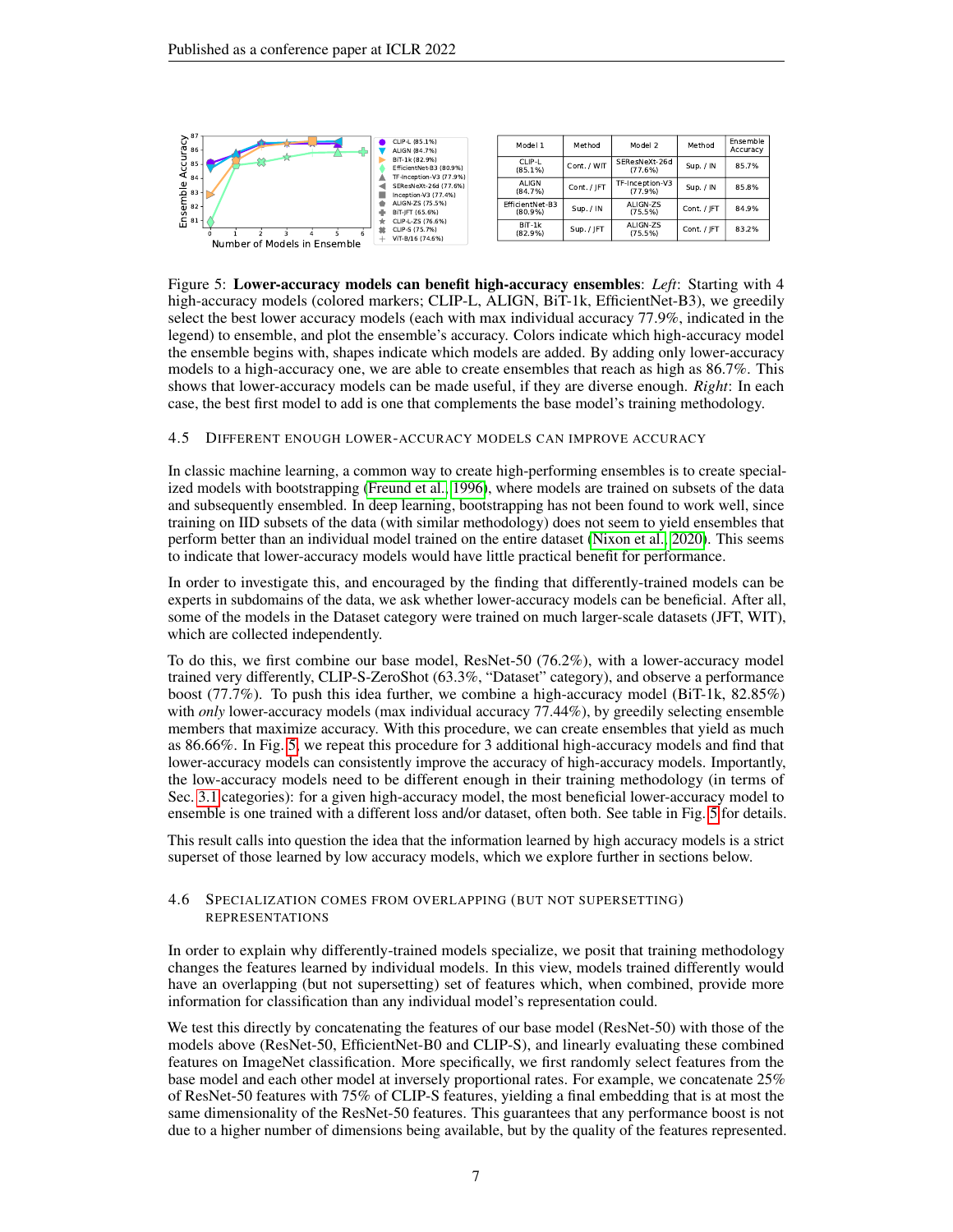| Model 1 | Method | Model 2 | Method | Ensemble Accuracy |
|---|---|---|---|---|
| CLIP-L (85.1%) | Cont. / WIT | SEResNeXt-26d (77.6%) | Sup. / IN | 85.7% |
| ALIGN (84.7%) | Cont. / JFT | TF-Inception-V3 (77.9%) | Sup. / IN | 85.8% |
| EfficientNet-B3 (80.9%) | Sup. / IN | ALIGN-ZS (75.5%) | Cont. / JFT | 84.9% |
| BiT-1k (82.9%) | Sup. / JFT | ALIGN-ZS (75.5%) | Cont. / JFT | 83.2% |

Figure 5: **Lower-accuracy models can benefit high-accuracy ensembles**: *Left*: Starting with 4 high-accuracy models (colored markers; CLIP-L, ALIGN, BiT-1k, EfficientNet-B3), we greedily select the best lower accuracy models (each with max individual accuracy 77.9%, indicated in the legend) to ensemble, and plot the ensemble's accuracy. Colors indicate which high-accuracy model the ensemble begins with, shapes indicate which models are added. By adding only lower-accuracy models to a high-accuracy one, we are able to create ensembles that reach as high as 86.7%. This shows that lower-accuracy models can be made useful, if they are diverse enough. *Right*: In each case, the best first model to add is one that complements the base model's training methodology.

### 4.5 Different enough lower-accuracy models can improve accuracy

In classic machine learning, a common way to create high-performing ensembles is to create specialized models with bootstrapping (Freund et al., 1996), where models are trained on subsets of the data and subsequently ensembled. In deep learning, bootstrapping has not been found to work well, since training on IID subsets of the data (with similar methodology) does not seem to yield ensembles that perform better than an individual model trained on the entire dataset (Nixon et al., 2020). This seems to indicate that lower-accuracy models would have little practical benefit for performance.

In order to investigate this, and encouraged by the finding that differently-trained models can be experts in subdomains of the data, we ask whether lower-accuracy models can be beneficial. After all, some of the models in the Dataset category were trained on much larger-scale datasets (JFT, WIT), which are collected independently.

To do this, we first combine our base model, ResNet-50 (76.2%), with a lower-accuracy model trained very differently, CLIP-S-ZeroShot (63.3%, "Dataset" category), and observe a performance boost (77.7%). To push this idea further, we combine a high-accuracy model (BiT-1k, 82.85%) with *only* lower-accuracy models (max individual accuracy 77.44%), by greedily selecting ensemble members that maximize accuracy. With this procedure, we can create ensembles that yield as much as 86.66%. In Fig. 5 we repeat this procedure for 3 additional high-accuracy models and find that lower-accuracy models can consistently improve the accuracy of high-accuracy models. Importantly, the low-accuracy models need to be different enough in their training methodology (in terms of Sec. 3.1 categories): for a given high-accuracy model, the most beneficial lower-accuracy model to ensemble is one trained with a different loss and/or dataset, often both. See table in Fig. 5 for details.

This result calls into question the idea that the information learned by high accuracy models is a strict superset of those learned by low accuracy models, which we explore further in sections below.

### 4.6 Specialization comes from overlapping (but not supersetting) representations

In order to explain why differently-trained models specialize, we posit that training methodology changes the features learned by individual models. In this view, models trained differently would have an overlapping (but not supersetting) set of features which, when combined, provide more information for classification than any individual model's representation could.

We test this directly by concatenating the features of our base model (ResNet-50) with those of the models above (ResNet-50, EfficientNet-B0 and CLIP-S), and linearly evaluating these combined features on ImageNet classification. More specifically, we first randomly select features from the base model and each other model at inversely proportional rates. For example, we concatenate 25% of ResNet-50 features with 75% of CLIP-S features, yielding a final embedding that is at most the same dimensionality of the ResNet-50 features. This guarantees that any performance boost is not due to a higher number of dimensions being available, but by the quality of the features represented.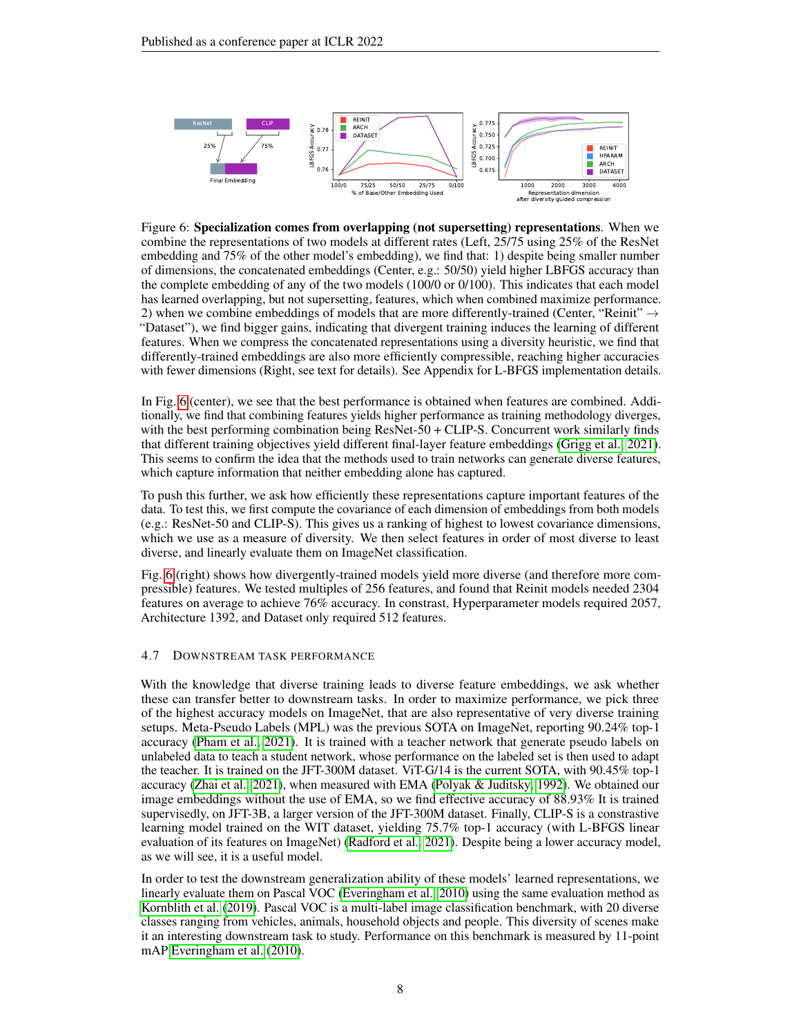Figure 6: **Specialization comes from overlapping (not supersetting) representations**. When we combine the representations of two models at different rates (Left, 25/75 using 25% of the ResNet embedding and 75% of the other model's embedding), we find that: 1) despite being smaller number of dimensions, the concatenated embeddings (Center, e.g.: 50/50) yield higher LBFGS accuracy than the complete embedding of any of the two models (100/0 or 0/100). This indicates that each model has learned overlapping, but not supersetting, features, which when combined maximize performance. 2) when we combine embeddings of models that are more differently-trained (Center, "Reinit" → "Dataset"), we find bigger gains, indicating that divergent training induces the learning of different features. When we compress the concatenated representations using a diversity heuristic, we find that differently-trained embeddings are also more efficiently compressible, reaching higher accuracies with fewer dimensions (Right, see text for details). See Appendix for L-BFGS implementation details.

In Fig. 6 (center), we see that the best performance is obtained when features are combined. Additionally, we find that combining features yields higher performance as training methodology diverges, with the best performing combination being ResNet-50 + CLIP-S. Concurrent work similarly finds that different training objectives yield different final-layer feature embeddings (Grigg et al., 2021). This seems to confirm the idea that the methods used to train networks can generate diverse features, which capture information that neither embedding alone has captured.

To push this further, we ask how efficiently these representations capture important features of the data. To test this, we first compute the covariance of each dimension of embeddings from both models (e.g.: ResNet-50 and CLIP-S). This gives us a ranking of highest to lowest covariance dimensions, which we use as a measure of diversity. We then select features in order of most diverse to least diverse, and linearly evaluate them on ImageNet classification.

Fig. 6 (right) shows how divergently-trained models yield more diverse (and therefore more compressible) features. We tested multiples of 256 features, and found that Reinit models needed 2304 features on average to achieve 76% accuracy. In constrast, Hyperparameter models required 2057, Architecture 1392, and Dataset only required 512 features.

### 4.7 Downstream Task Performance

With the knowledge that diverse training leads to diverse feature embeddings, we ask whether these can transfer better to downstream tasks. In order to maximize performance, we pick three of the highest accuracy models on ImageNet, that are also representative of very diverse training setups. Meta-Pseudo Labels (MPL) was the previous SOTA on ImageNet, reporting 90.24% top-1 accuracy (Pham et al., 2021). It is trained with a teacher network that generate pseudo labels on unlabeled data to teach a student network, whose performance on the labeled set is then used to adapt the teacher. It is trained on the JFT-300M dataset. ViT-G/14 is the current SOTA, with 90.45% top-1 accuracy (Zhai et al., 2021), when measured with EMA (Polyak & Juditsky, 1992). We obtained our image embeddings without the use of EMA, so we find effective accuracy of 88.93% It is trained supervisedly, on JFT-3B, a larger version of the JFT-300M dataset. Finally, CLIP-S is a constrastive learning model trained on the WIT dataset, yielding 75.7% top-1 accuracy (with L-BFGS linear evaluation of its features on ImageNet) (Radford et al., 2021). Despite being a lower accuracy model, as we will see, it is a useful model.

In order to test the downstream generalization ability of these models' learned representations, we linearly evaluate them on Pascal VOC (Everingham et al., 2010) using the same evaluation method as Kornblith et al. (2019). Pascal VOC is a multi-label image classification benchmark, with 20 diverse classes ranging from vehicles, animals, household objects and people. This diversity of scenes make it an interesting downstream task to study. Performance on this benchmark is measured by 11-point mAP Everingham et al. (2010).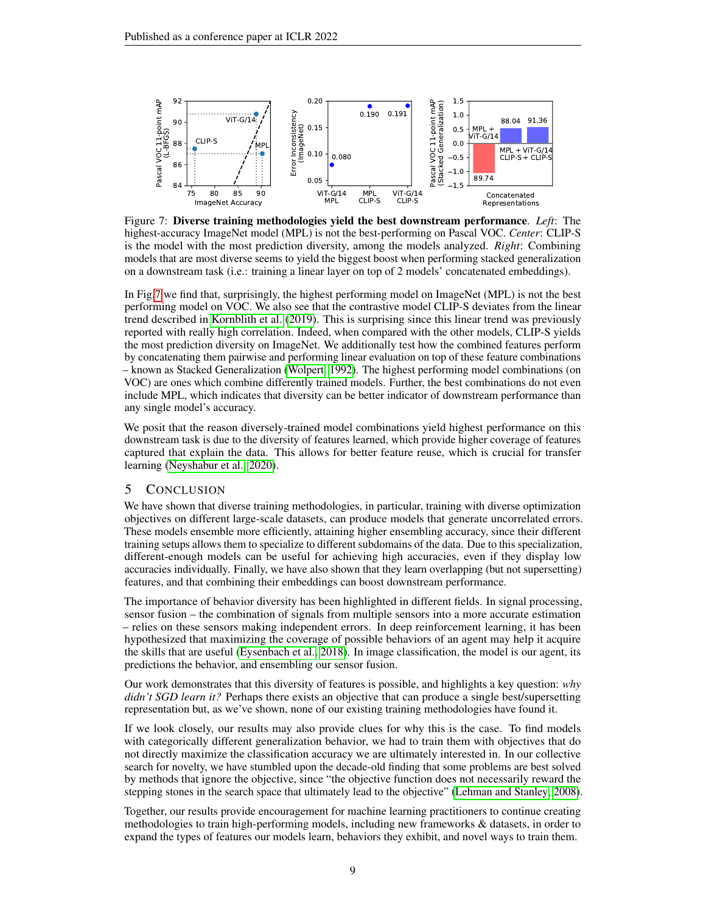Figure 7: **Diverse training methodologies yield the best downstream performance**. *Left*: The highest-accuracy ImageNet model (MPL) is not the best-performing on Pascal VOC. *Center*: CLIP-S is the model with the most prediction diversity, among the models analyzed. *Right*: Combining models that are most diverse seems to yield the biggest boost when performing stacked generalization on a downstream task (i.e.: training a linear layer on top of 2 models' concatenated embeddings).

In Fig 7 we find that, surprisingly, the highest performing model on ImageNet (MPL) is not the best performing model on VOC. We also see that the contrastive model CLIP-S deviates from the linear trend described in Kornblith et al. (2019). This is surprising since this linear trend was previously reported with really high correlation. Indeed, when compared with the other models, CLIP-S yields the most prediction diversity on ImageNet. We additionally test how the combined features perform by concatenating them pairwise and performing linear evaluation on top of these feature combinations – known as Stacked Generalization (Wolpert, 1992). The highest performing model combinations (on VOC) are ones which combine differently trained models. Further, the best combinations do not even include MPL, which indicates that diversity can be better indicator of downstream performance than any single model's accuracy.

We posit that the reason diversely-trained model combinations yield highest performance on this downstream task is due to the diversity of features learned, which provide higher coverage of features captured that explain the data. This allows for better feature reuse, which is crucial for transfer learning (Neyshabur et al., 2020).

# 5 Conclusion

We have shown that diverse training methodologies, in particular, training with diverse optimization objectives on different large-scale datasets, can produce models that generate uncorrelated errors. These models ensemble more efficiently, attaining higher ensembling accuracy, since their different training setups allows them to specialize to different subdomains of the data. Due to this specialization, different-enough models can be useful for achieving high accuracies, even if they display low accuracies individually. Finally, we have also shown that they learn overlapping (but not supersetting) features, and that combining their embeddings can boost downstream performance.

The importance of behavior diversity has been highlighted in different fields. In signal processing, sensor fusion – the combination of signals from multiple sensors into a more accurate estimation – relies on these sensors making independent errors. In deep reinforcement learning, it has been hypothesized that maximizing the coverage of possible behaviors of an agent may help it acquire the skills that are useful (Eysenbach et al., 2018). In image classification, the model is our agent, its predictions the behavior, and ensembling our sensor fusion.

Our work demonstrates that this diversity of features is possible, and highlights a key question: *why didn't SGD learn it?* Perhaps there exists an objective that can produce a single best/supersetting representation but, as we've shown, none of our existing training methodologies have found it.

If we look closely, our results may also provide clues for why this is the case. To find models with categorically different generalization behavior, we had to train them with objectives that do not directly maximize the classification accuracy we are ultimately interested in. In our collective search for novelty, we have stumbled upon the decade-old finding that some problems are best solved by methods that ignore the objective, since "the objective function does not necessarily reward the stepping stones in the search space that ultimately lead to the objective" (Lehman and Stanley, 2008).

Together, our results provide encouragement for machine learning practitioners to continue creating methodologies to train high-performing models, including new frameworks & datasets, in order to expand the types of features our models learn, behaviors they exhibit, and novel ways to train them.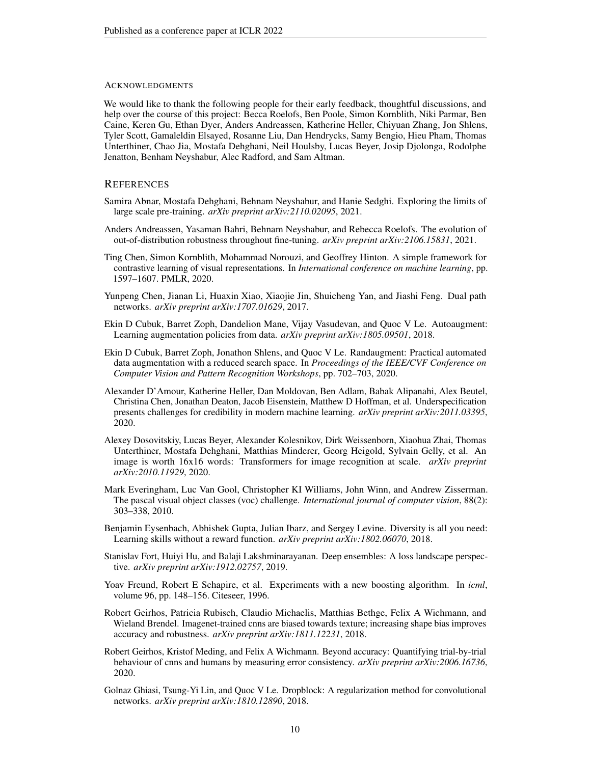#### ACKNOWLEDGMENTS

We would like to thank the following people for their early feedback, thoughtful discussions, and help over the course of this project: Becca Roelofs, Ben Poole, Simon Kornblith, Niki Parmar, Ben Caine, Keren Gu, Ethan Dyer, Anders Andreassen, Katherine Heller, Chiyuan Zhang, Jon Shlens, Tyler Scott, Gamaleldin Elsayed, Rosanne Liu, Dan Hendrycks, Samy Bengio, Hieu Pham, Thomas Unterthiner, Chao Jia, Mostafa Dehghani, Neil Houlsby, Lucas Beyer, Josip Djolonga, Rodolphe Jenatton, Benham Neyshabur, Alec Radford, and Sam Altman.

## REFERENCES

Samira Abnar, Mostafa Dehghani, Behnam Neyshabur, and Hanie Sedghi. Exploring the limits of large scale pre-training. *arXiv preprint arXiv:2110.02095*, 2021.

Anders Andreassen, Yasaman Bahri, Behnam Neyshabur, and Rebecca Roelofs. The evolution of out-of-distribution robustness throughout fine-tuning. *arXiv preprint arXiv:2106.15831*, 2021.

Ting Chen, Simon Kornblith, Mohammad Norouzi, and Geoffrey Hinton. A simple framework for contrastive learning of visual representations. In *International conference on machine learning*, pp. 1597–1607. PMLR, 2020.

Yunpeng Chen, Jianan Li, Huaxin Xiao, Xiaojie Jin, Shuicheng Yan, and Jiashi Feng. Dual path networks. *arXiv preprint arXiv:1707.01629*, 2017.

Ekin D Cubuk, Barret Zoph, Dandelion Mane, Vijay Vasudevan, and Quoc V Le. Autoaugment: Learning augmentation policies from data. *arXiv preprint arXiv:1805.09501*, 2018.

Ekin D Cubuk, Barret Zoph, Jonathon Shlens, and Quoc V Le. Randaugment: Practical automated data augmentation with a reduced search space. In *Proceedings of the IEEE/CVF Conference on Computer Vision and Pattern Recognition Workshops*, pp. 702–703, 2020.

Alexander D'Amour, Katherine Heller, Dan Moldovan, Ben Adlam, Babak Alipanahi, Alex Beutel, Christina Chen, Jonathan Deaton, Jacob Eisenstein, Matthew D Hoffman, et al. Underspecification presents challenges for credibility in modern machine learning. *arXiv preprint arXiv:2011.03395*, 2020.

Alexey Dosovitskiy, Lucas Beyer, Alexander Kolesnikov, Dirk Weissenborn, Xiaohua Zhai, Thomas Unterthiner, Mostafa Dehghani, Matthias Minderer, Georg Heigold, Sylvain Gelly, et al. An image is worth 16x16 words: Transformers for image recognition at scale. *arXiv preprint arXiv:2010.11929*, 2020.

Mark Everingham, Luc Van Gool, Christopher KI Williams, John Winn, and Andrew Zisserman. The pascal visual object classes (voc) challenge. *International journal of computer vision*, 88(2): 303–338, 2010.

Benjamin Eysenbach, Abhishek Gupta, Julian Ibarz, and Sergey Levine. Diversity is all you need: Learning skills without a reward function. *arXiv preprint arXiv:1802.06070*, 2018.

Stanislav Fort, Huiyi Hu, and Balaji Lakshminarayanan. Deep ensembles: A loss landscape perspective. *arXiv preprint arXiv:1912.02757*, 2019.

Yoav Freund, Robert E Schapire, et al. Experiments with a new boosting algorithm. In *icml*, volume 96, pp. 148–156. Citeseer, 1996.

Robert Geirhos, Patricia Rubisch, Claudio Michaelis, Matthias Bethge, Felix A Wichmann, and Wieland Brendel. Imagenet-trained cnns are biased towards texture; increasing shape bias improves accuracy and robustness. *arXiv preprint arXiv:1811.12231*, 2018.

Robert Geirhos, Kristof Meding, and Felix A Wichmann. Beyond accuracy: Quantifying trial-by-trial behaviour of cnns and humans by measuring error consistency. *arXiv preprint arXiv:2006.16736*, 2020.

Golnaz Ghiasi, Tsung-Yi Lin, and Quoc V Le. Dropblock: A regularization method for convolutional networks. *arXiv preprint arXiv:1810.12890*, 2018.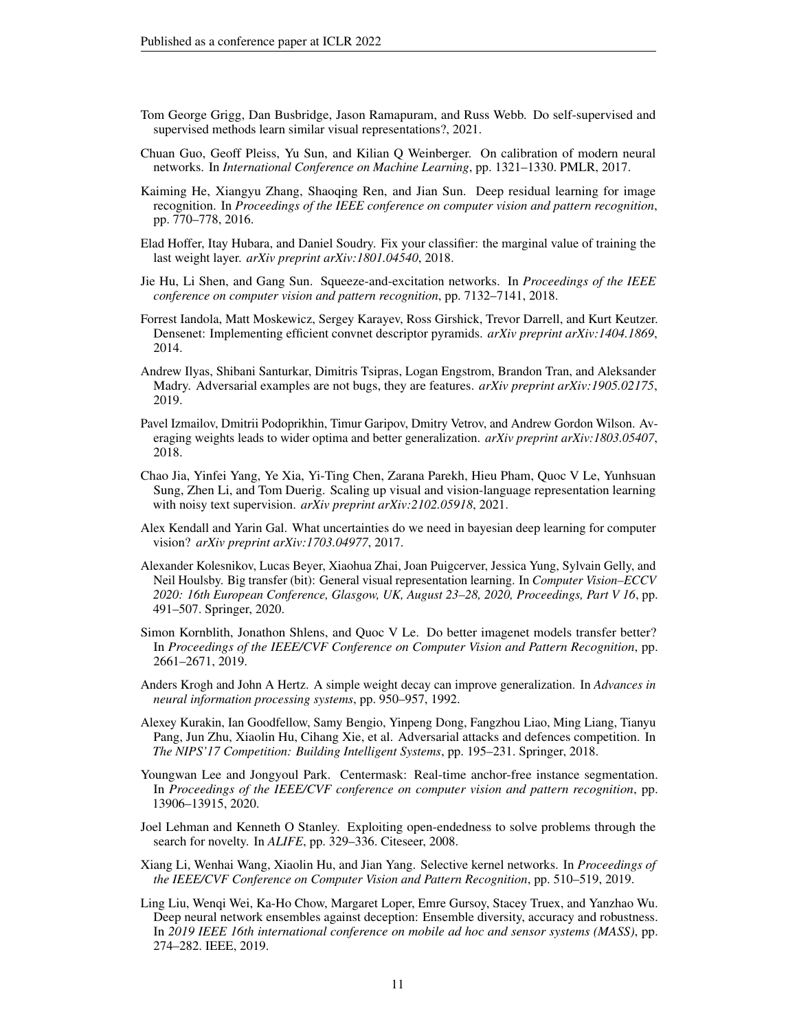Tom George Grigg, Dan Busbridge, Jason Ramapuram, and Russ Webb. Do self-supervised and supervised methods learn similar visual representations?, 2021.

Chuan Guo, Geoff Pleiss, Yu Sun, and Kilian Q Weinberger. On calibration of modern neural networks. In *International Conference on Machine Learning*, pp. 1321–1330. PMLR, 2017.

Kaiming He, Xiangyu Zhang, Shaoqing Ren, and Jian Sun. Deep residual learning for image recognition. In *Proceedings of the IEEE conference on computer vision and pattern recognition*, pp. 770–778, 2016.

Elad Hoffer, Itay Hubara, and Daniel Soudry. Fix your classifier: the marginal value of training the last weight layer. *arXiv preprint arXiv:1801.04540*, 2018.

Jie Hu, Li Shen, and Gang Sun. Squeeze-and-excitation networks. In *Proceedings of the IEEE conference on computer vision and pattern recognition*, pp. 7132–7141, 2018.

Forrest Iandola, Matt Moskewicz, Sergey Karayev, Ross Girshick, Trevor Darrell, and Kurt Keutzer. Densenet: Implementing efficient convnet descriptor pyramids. *arXiv preprint arXiv:1404.1869*, 2014.

Andrew Ilyas, Shibani Santurkar, Dimitris Tsipras, Logan Engstrom, Brandon Tran, and Aleksander Madry. Adversarial examples are not bugs, they are features. *arXiv preprint arXiv:1905.02175*, 2019.

Pavel Izmailov, Dmitrii Podoprikhin, Timur Garipov, Dmitry Vetrov, and Andrew Gordon Wilson. Averaging weights leads to wider optima and better generalization. *arXiv preprint arXiv:1803.05407*, 2018.

Chao Jia, Yinfei Yang, Ye Xia, Yi-Ting Chen, Zarana Parekh, Hieu Pham, Quoc V Le, Yunhsuan Sung, Zhen Li, and Tom Duerig. Scaling up visual and vision-language representation learning with noisy text supervision. *arXiv preprint arXiv:2102.05918*, 2021.

Alex Kendall and Yarin Gal. What uncertainties do we need in bayesian deep learning for computer vision? *arXiv preprint arXiv:1703.04977*, 2017.

Alexander Kolesnikov, Lucas Beyer, Xiaohua Zhai, Joan Puigcerver, Jessica Yung, Sylvain Gelly, and Neil Houlsby. Big transfer (bit): General visual representation learning. In *Computer Vision–ECCV 2020: 16th European Conference, Glasgow, UK, August 23–28, 2020, Proceedings, Part V 16*, pp. 491–507. Springer, 2020.

Simon Kornblith, Jonathon Shlens, and Quoc V Le. Do better imagenet models transfer better? In *Proceedings of the IEEE/CVF Conference on Computer Vision and Pattern Recognition*, pp. 2661–2671, 2019.

Anders Krogh and John A Hertz. A simple weight decay can improve generalization. In *Advances in neural information processing systems*, pp. 950–957, 1992.

Alexey Kurakin, Ian Goodfellow, Samy Bengio, Yinpeng Dong, Fangzhou Liao, Ming Liang, Tianyu Pang, Jun Zhu, Xiaolin Hu, Cihang Xie, et al. Adversarial attacks and defences competition. In *The NIPS'17 Competition: Building Intelligent Systems*, pp. 195–231. Springer, 2018.

Youngwan Lee and Jongyoul Park. Centermask: Real-time anchor-free instance segmentation. In *Proceedings of the IEEE/CVF conference on computer vision and pattern recognition*, pp. 13906–13915, 2020.

Joel Lehman and Kenneth O Stanley. Exploiting open-endedness to solve problems through the search for novelty. In *ALIFE*, pp. 329–336. Citeseer, 2008.

Xiang Li, Wenhai Wang, Xiaolin Hu, and Jian Yang. Selective kernel networks. In *Proceedings of the IEEE/CVF Conference on Computer Vision and Pattern Recognition*, pp. 510–519, 2019.

Ling Liu, Wenqi Wei, Ka-Ho Chow, Margaret Loper, Emre Gursoy, Stacey Truex, and Yanzhao Wu. Deep neural network ensembles against deception: Ensemble diversity, accuracy and robustness. In *2019 IEEE 16th international conference on mobile ad hoc and sensor systems (MASS)*, pp. 274–282. IEEE, 2019.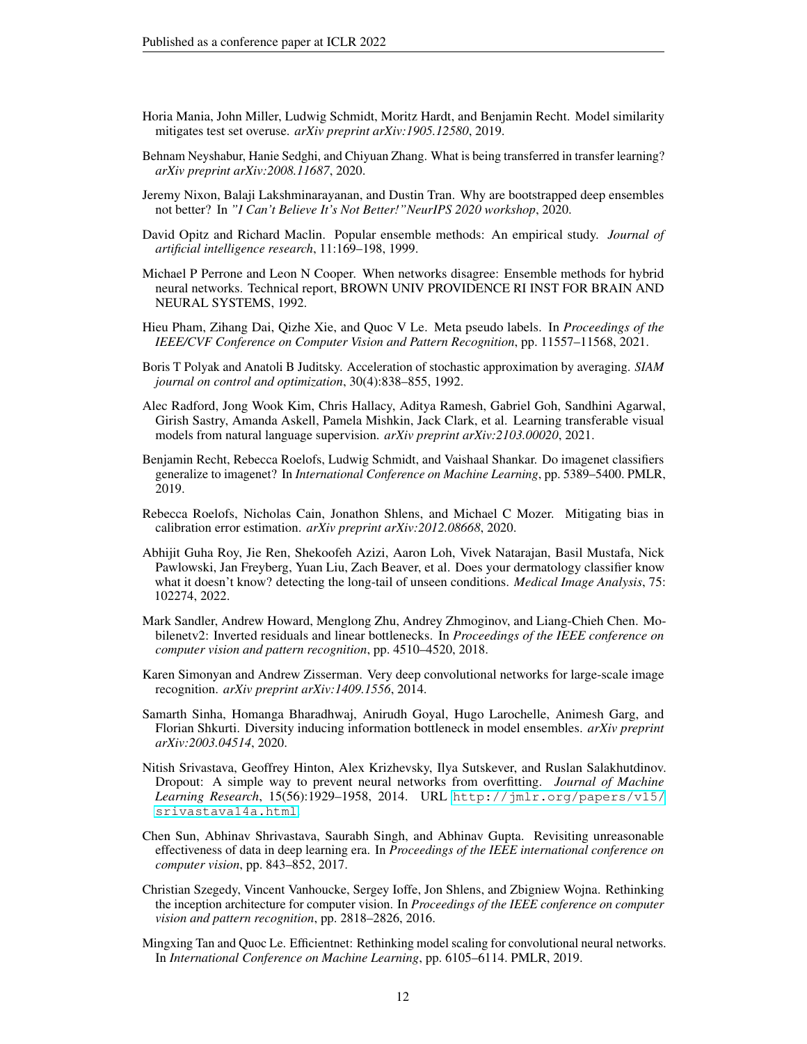Horia Mania, John Miller, Ludwig Schmidt, Moritz Hardt, and Benjamin Recht. Model similarity mitigates test set overuse. *arXiv preprint arXiv:1905.12580*, 2019.

Behnam Neyshabur, Hanie Sedghi, and Chiyuan Zhang. What is being transferred in transfer learning? *arXiv preprint arXiv:2008.11687*, 2020.

Jeremy Nixon, Balaji Lakshminarayanan, and Dustin Tran. Why are bootstrapped deep ensembles not better? In *"I Can't Believe It's Not Better!"NeurIPS 2020 workshop*, 2020.

David Opitz and Richard Maclin. Popular ensemble methods: An empirical study. *Journal of artificial intelligence research*, 11:169–198, 1999.

Michael P Perrone and Leon N Cooper. When networks disagree: Ensemble methods for hybrid neural networks. Technical report, BROWN UNIV PROVIDENCE RI INST FOR BRAIN AND NEURAL SYSTEMS, 1992.

Hieu Pham, Zihang Dai, Qizhe Xie, and Quoc V Le. Meta pseudo labels. In *Proceedings of the IEEE/CVF Conference on Computer Vision and Pattern Recognition*, pp. 11557–11568, 2021.

Boris T Polyak and Anatoli B Juditsky. Acceleration of stochastic approximation by averaging. *SIAM journal on control and optimization*, 30(4):838–855, 1992.

Alec Radford, Jong Wook Kim, Chris Hallacy, Aditya Ramesh, Gabriel Goh, Sandhini Agarwal, Girish Sastry, Amanda Askell, Pamela Mishkin, Jack Clark, et al. Learning transferable visual models from natural language supervision. *arXiv preprint arXiv:2103.00020*, 2021.

Benjamin Recht, Rebecca Roelofs, Ludwig Schmidt, and Vaishaal Shankar. Do imagenet classifiers generalize to imagenet? In *International Conference on Machine Learning*, pp. 5389–5400. PMLR, 2019.

Rebecca Roelofs, Nicholas Cain, Jonathon Shlens, and Michael C Mozer. Mitigating bias in calibration error estimation. *arXiv preprint arXiv:2012.08668*, 2020.

Abhijit Guha Roy, Jie Ren, Shekoofeh Azizi, Aaron Loh, Vivek Natarajan, Basil Mustafa, Nick Pawlowski, Jan Freyberg, Yuan Liu, Zach Beaver, et al. Does your dermatology classifier know what it doesn't know? detecting the long-tail of unseen conditions. *Medical Image Analysis*, 75: 102274, 2022.

Mark Sandler, Andrew Howard, Menglong Zhu, Andrey Zhmoginov, and Liang-Chieh Chen. Mobilenetv2: Inverted residuals and linear bottlenecks. In *Proceedings of the IEEE conference on computer vision and pattern recognition*, pp. 4510–4520, 2018.

Karen Simonyan and Andrew Zisserman. Very deep convolutional networks for large-scale image recognition. *arXiv preprint arXiv:1409.1556*, 2014.

Samarth Sinha, Homanga Bharadhwaj, Anirudh Goyal, Hugo Larochelle, Animesh Garg, and Florian Shkurti. Diversity inducing information bottleneck in model ensembles. *arXiv preprint arXiv:2003.04514*, 2020.

Nitish Srivastava, Geoffrey Hinton, Alex Krizhevsky, Ilya Sutskever, and Ruslan Salakhutdinov. Dropout: A simple way to prevent neural networks from overfitting. *Journal of Machine Learning Research*, 15(56):1929–1958, 2014. URL http://jmlr.org/papers/v15/srivastava14a.html.

Chen Sun, Abhinav Shrivastava, Saurabh Singh, and Abhinav Gupta. Revisiting unreasonable effectiveness of data in deep learning era. In *Proceedings of the IEEE international conference on computer vision*, pp. 843–852, 2017.

Christian Szegedy, Vincent Vanhoucke, Sergey Ioffe, Jon Shlens, and Zbigniew Wojna. Rethinking the inception architecture for computer vision. In *Proceedings of the IEEE conference on computer vision and pattern recognition*, pp. 2818–2826, 2016.

Mingxing Tan and Quoc Le. Efficientnet: Rethinking model scaling for convolutional neural networks. In *International Conference on Machine Learning*, pp. 6105–6114. PMLR, 2019.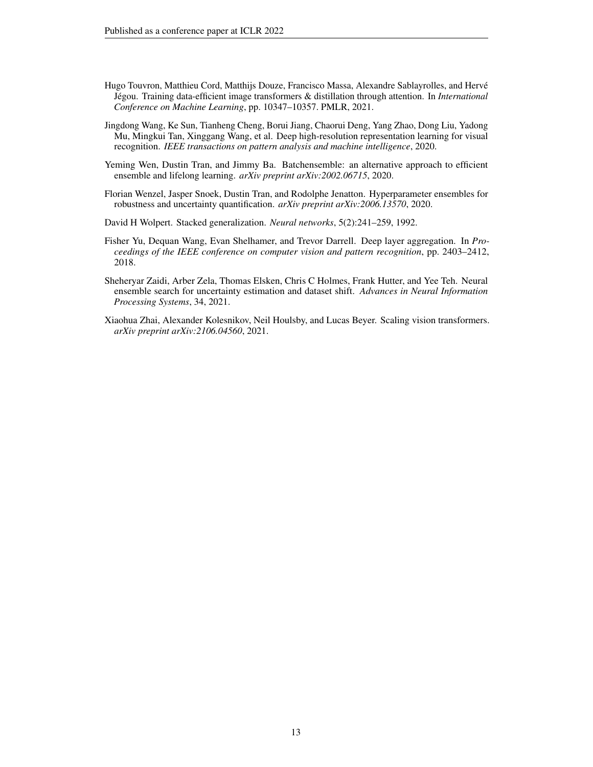Hugo Touvron, Matthieu Cord, Matthijs Douze, Francisco Massa, Alexandre Sablayrolles, and Hervé Jégou. Training data-efficient image transformers & distillation through attention. In *International Conference on Machine Learning*, pp. 10347–10357. PMLR, 2021.

Jingdong Wang, Ke Sun, Tianheng Cheng, Borui Jiang, Chaorui Deng, Yang Zhao, Dong Liu, Yadong Mu, Mingkui Tan, Xinggang Wang, et al. Deep high-resolution representation learning for visual recognition. *IEEE transactions on pattern analysis and machine intelligence*, 2020.

Yeming Wen, Dustin Tran, and Jimmy Ba. Batchensemble: an alternative approach to efficient ensemble and lifelong learning. *arXiv preprint arXiv:2002.06715*, 2020.

Florian Wenzel, Jasper Snoek, Dustin Tran, and Rodolphe Jenatton. Hyperparameter ensembles for robustness and uncertainty quantification. *arXiv preprint arXiv:2006.13570*, 2020.

David H Wolpert. Stacked generalization. *Neural networks*, 5(2):241–259, 1992.

Fisher Yu, Dequan Wang, Evan Shelhamer, and Trevor Darrell. Deep layer aggregation. In *Proceedings of the IEEE conference on computer vision and pattern recognition*, pp. 2403–2412, 2018.

Sheheryar Zaidi, Arber Zela, Thomas Elsken, Chris C Holmes, Frank Hutter, and Yee Teh. Neural ensemble search for uncertainty estimation and dataset shift. *Advances in Neural Information Processing Systems*, 34, 2021.

Xiaohua Zhai, Alexander Kolesnikov, Neil Houlsby, and Lucas Beyer. Scaling vision transformers. *arXiv preprint arXiv:2106.04560*, 2021.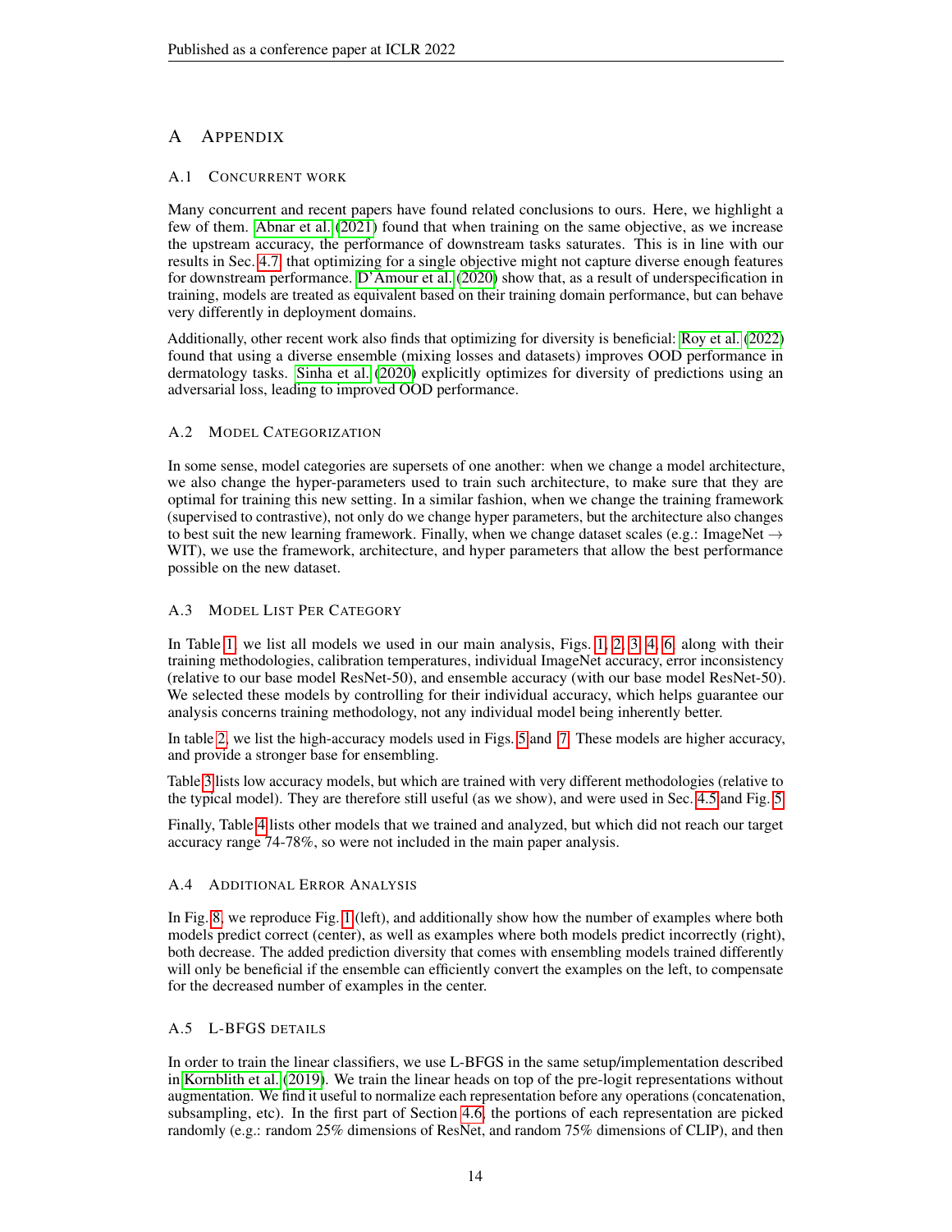# A APPENDIX

## A.1 CONCURRENT WORK

Many concurrent and recent papers have found related conclusions to ours. Here, we highlight a few of them. Abnar et al. (2021) found that when training on the same objective, as we increase the upstream accuracy, the performance of downstream tasks saturates. This is in line with our results in Sec. 4.7 that optimizing for a single objective might not capture diverse enough features for downstream performance. D'Amour et al. (2020) show that, as a result of underspecification in training, models are treated as equivalent based on their training domain performance, but can behave very differently in deployment domains.

Additionally, other recent work also finds that optimizing for diversity is beneficial: Roy et al. (2022) found that using a diverse ensemble (mixing losses and datasets) improves OOD performance in dermatology tasks. Sinha et al. (2020) explicitly optimizes for diversity of predictions using an adversarial loss, leading to improved OOD performance.

## A.2 MODEL CATEGORIZATION

In some sense, model categories are supersets of one another: when we change a model architecture, we also change the hyper-parameters used to train such architecture, to make sure that they are optimal for training this new setting. In a similar fashion, when we change the training framework (supervised to contrastive), not only do we change hyper parameters, but the architecture also changes to best suit the new learning framework. Finally, when we change dataset scales (e.g.: ImageNet $\rightarrow$ WIT), we use the framework, architecture, and hyper parameters that allow the best performance possible on the new dataset.

## A.3 MODEL LIST PER CATEGORY

In Table 1, we list all models we used in our main analysis, Figs. 1, 2, 3, 4, 6, along with their training methodologies, calibration temperatures, individual ImageNet accuracy, error inconsistency (relative to our base model ResNet-50), and ensemble accuracy (with our base model ResNet-50). We selected these models by controlling for their individual accuracy, which helps guarantee our analysis concerns training methodology, not any individual model being inherently better.

In table 2, we list the high-accuracy models used in Figs. 5 and 7. These models are higher accuracy, and provide a stronger base for ensembling.

Table 3 lists low accuracy models, but which are trained with very different methodologies (relative to the typical model). They are therefore still useful (as we show), and were used in Sec. 4.5 and Fig. 5.

Finally, Table 4 lists other models that we trained and analyzed, but which did not reach our target accuracy range 74-78%, so were not included in the main paper analysis.

## A.4 ADDITIONAL ERROR ANALYSIS

In Fig. 8, we reproduce Fig. 1 (left), and additionally show how the number of examples where both models predict correct (center), as well as examples where both models predict incorrectly (right), both decrease. The added prediction diversity that comes with ensembling models trained differently will only be beneficial if the ensemble can efficiently convert the examples on the left, to compensate for the decreased number of examples in the center.

## A.5 L-BFGS DETAILS

In order to train the linear classifiers, we use L-BFGS in the same setup/implementation described in Kornblith et al. (2019). We train the linear heads on top of the pre-logit representations without augmentation. We find it useful to normalize each representation before any operations (concatenation, subsampling, etc). In the first part of Section 4.6, the portions of each representation are picked randomly (e.g.: random 25% dimensions of ResNet, and random 75% dimensions of CLIP), and then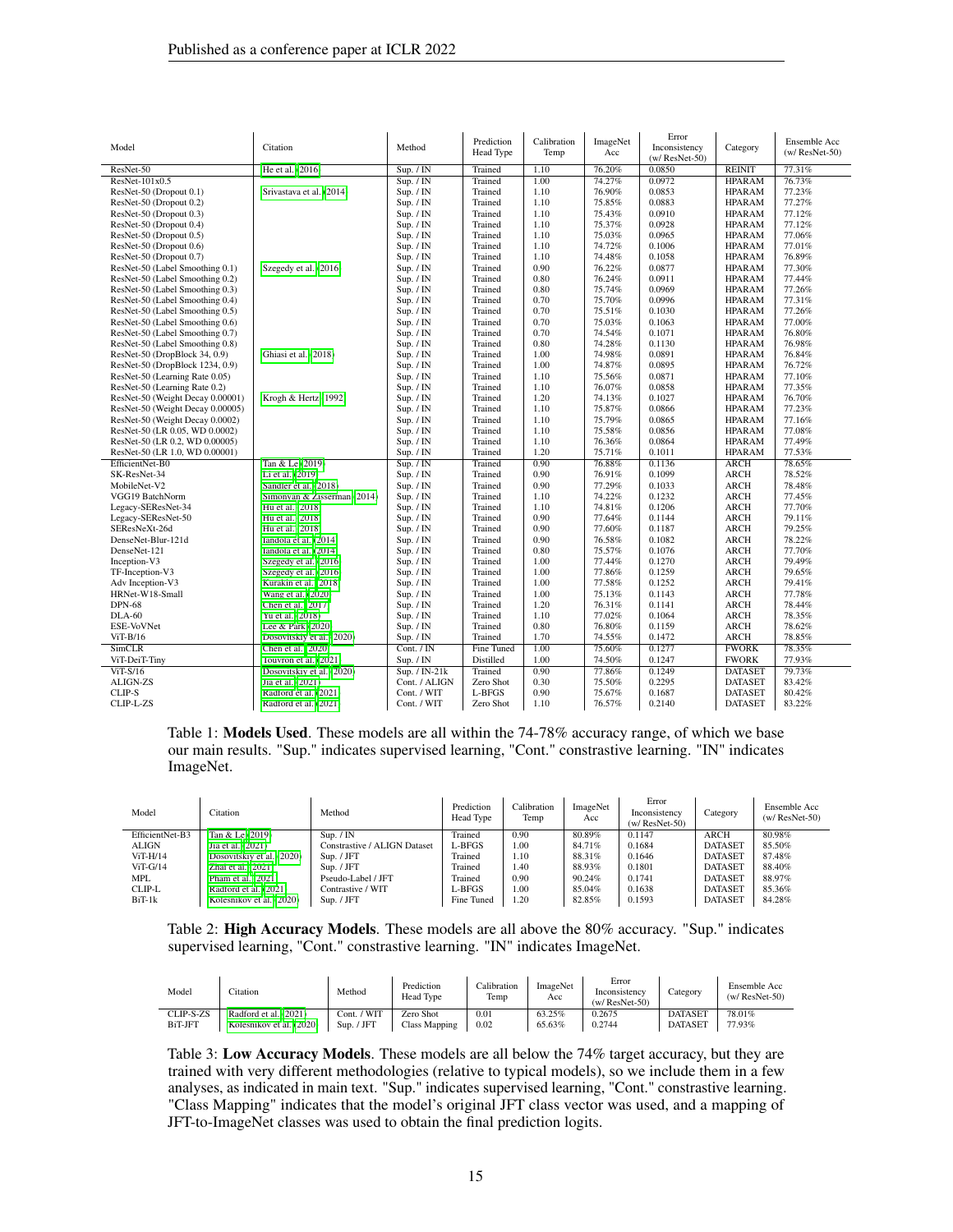| Model | Citation | Method | Prediction Head Type | Calibration Temp | ImageNet Acc | Error Inconsistency (w/ ResNet-50) | Category | Ensemble Acc (w/ ResNet-50) |
|---|---|---|---|---|---|---|---|---|
| ResNet-50 | He et al. (2016) | Sup. / IN | Trained | 1.10 | 76.20% | 0.0850 | REINIT | 77.31% |
| ResNet-101x0.5 | | Sup. / IN | Trained | 1.00 | 74.27% | 0.0972 | HPARAM | 76.73% |
| ResNet-50 (Dropout 0.1) | Srivastava et al. (2014) | Sup. / IN | Trained | 1.10 | 76.90% | 0.0853 | HPARAM | 77.23% |
| ResNet-50 (Dropout 0.2) | | Sup. / IN | Trained | 1.10 | 75.85% | 0.0883 | HPARAM | 77.27% |
| ResNet-50 (Dropout 0.3) | | Sup. / IN | Trained | 1.10 | 75.43% | 0.0910 | HPARAM | 77.12% |
| ResNet-50 (Dropout 0.4) | | Sup. / IN | Trained | 1.10 | 75.37% | 0.0928 | HPARAM | 77.12% |
| ResNet-50 (Dropout 0.5) | | Sup. / IN | Trained | 1.10 | 75.03% | 0.0965 | HPARAM | 77.06% |
| ResNet-50 (Dropout 0.6) | | Sup. / IN | Trained | 1.10 | 74.72% | 0.1006 | HPARAM | 77.01% |
| ResNet-50 (Dropout 0.7) | | Sup. / IN | Trained | 1.10 | 74.48% | 0.1058 | HPARAM | 76.89% |
| ResNet-50 (Label Smoothing 0.1) | Szegedy et al. (2016) | Sup. / IN | Trained | 0.90 | 76.22% | 0.0877 | HPARAM | 77.30% |
| ResNet-50 (Label Smoothing 0.2) | | Sup. / IN | Trained | 0.80 | 76.24% | 0.0911 | HPARAM | 77.44% |
| ResNet-50 (Label Smoothing 0.3) | | Sup. / IN | Trained | 0.80 | 75.74% | 0.0969 | HPARAM | 77.26% |
| ResNet-50 (Label Smoothing 0.4) | | Sup. / IN | Trained | 0.70 | 75.70% | 0.0996 | HPARAM | 77.31% |
| ResNet-50 (Label Smoothing 0.5) | | Sup. / IN | Trained | 0.70 | 75.51% | 0.1030 | HPARAM | 77.26% |
| ResNet-50 (Label Smoothing 0.6) | | Sup. / IN | Trained | 0.70 | 75.03% | 0.1063 | HPARAM | 77.00% |
| ResNet-50 (Label Smoothing 0.7) | | Sup. / IN | Trained | 0.70 | 74.54% | 0.1071 | HPARAM | 76.80% |
| ResNet-50 (Label Smoothing 0.8) | | Sup. / IN | Trained | 0.80 | 74.28% | 0.1130 | HPARAM | 76.98% |
| ResNet-50 (DropBlock 34, 0.9) | Ghiasi et al. (2018) | Sup. / IN | Trained | 1.00 | 74.98% | 0.0891 | HPARAM | 76.84% |
| ResNet-50 (DropBlock 1234, 0.9) | | Sup. / IN | Trained | 1.00 | 74.87% | 0.0895 | HPARAM | 76.72% |
| ResNet-50 (Learning Rate 0.05) | | Sup. / IN | Trained | 1.10 | 75.56% | 0.0871 | HPARAM | 77.10% |
| ResNet-50 (Learning Rate 0.2) | | Sup. / IN | Trained | 1.10 | 76.07% | 0.0858 | HPARAM | 77.35% |
| ResNet-50 (Weight Decay 0.00001) | Krogh & Hertz (1992) | Sup. / IN | Trained | 1.20 | 74.13% | 0.1027 | HPARAM | 76.70% |
| ResNet-50 (Weight Decay 0.00005) | | Sup. / IN | Trained | 1.10 | 75.87% | 0.0866 | HPARAM | 77.23% |
| ResNet-50 (Weight Decay 0.0002) | | Sup. / IN | Trained | 1.10 | 75.79% | 0.0865 | HPARAM | 77.16% |
| ResNet-50 (LR 0.05, WD 0.0002) | | Sup. / IN | Trained | 1.10 | 75.58% | 0.0856 | HPARAM | 77.08% |
| ResNet-50 (LR 0.2, WD 0.00005) | | Sup. / IN | Trained | 1.10 | 76.36% | 0.0864 | HPARAM | 77.49% |
| ResNet-50 (LR 1.0, WD 0.00001) | | Sup. / IN | Trained | 1.20 | 75.71% | 0.1011 | HPARAM | 77.53% |
| EfficientNet-B0 | Tan & Le (2019) | Sup. / IN | Trained | 0.90 | 76.88% | 0.1136 | ARCH | 78.65% |
| SK-ResNet-34 | Li et al. (2019) | Sup. / IN | Trained | 0.90 | 76.91% | 0.1099 | ARCH | 78.52% |
| MobileNet-V2 | Sandler et al. (2018) | Sup. / IN | Trained | 0.90 | 77.29% | 0.1033 | ARCH | 78.48% |
| VGG19 BatchNorm | Simonyan & Zisserman (2014) | Sup. / IN | Trained | 1.10 | 74.22% | 0.1232 | ARCH | 77.45% |
| Legacy-SEResNet-34 | Hu et al. (2018) | Sup. / IN | Trained | 1.10 | 74.81% | 0.1206 | ARCH | 77.70% |
| Legacy-SEResNet-50 | Hu et al. (2018) | Sup. / IN | Trained | 0.90 | 77.64% | 0.1144 | ARCH | 79.11% |
| SEResNeXt-26d | Hu et al. (2018) | Sup. / IN | Trained | 0.90 | 77.60% | 0.1187 | ARCH | 79.25% |
| DenseNet-Blur-121d | Iandola et al. (2014) | Sup. / IN | Trained | 0.90 | 76.58% | 0.1082 | ARCH | 78.22% |
| DenseNet-121 | Iandola et al. (2014) | Sup. / IN | Trained | 0.80 | 75.57% | 0.1076 | ARCH | 77.70% |
| Inception-V3 | Szegedy et al. (2016) | Sup. / IN | Trained | 1.00 | 77.44% | 0.1270 | ARCH | 79.49% |
| TF-Inception-V3 | Szegedy et al. (2016) | Sup. / IN | Trained | 1.00 | 77.86% | 0.1259 | ARCH | 79.65% |
| Adv Inception-V3 | Kurakin et al. (2018) | Sup. / IN | Trained | 1.00 | 77.58% | 0.1252 | ARCH | 79.41% |
| HRNet-W18-Small | Wang et al. (2020) | Sup. / IN | Trained | 1.00 | 75.13% | 0.1143 | ARCH | 77.78% |
| DPN-68 | Chen et al. (2017) | Sup. / IN | Trained | 1.20 | 76.31% | 0.1141 | ARCH | 78.44% |
| DLA-60 | Yu et al. (2018) | Sup. / IN | Trained | 1.10 | 77.02% | 0.1064 | ARCH | 78.35% |
| ESE-VoVNet | Lee & Park (2020) | Sup. / IN | Trained | 0.80 | 76.80% | 0.1159 | ARCH | 78.62% |
| ViT-B/16 | Dosovitskiy et al. (2020) | Sup. / IN | Trained | 1.70 | 74.55% | 0.1472 | ARCH | 78.85% |
| SimCLR | Chen et al. (2020) | Cont. / IN | Fine Tuned | 1.00 | 75.60% | 0.1277 | FWORK | 78.35% |
| ViT-DeiT-Tiny | Touvron et al. (2021) | Sup. / IN | Distilled | 1.00 | 74.50% | 0.1247 | FWORK | 77.93% |
| ViT-S/16 | Dosovitskiy et al. (2020) | Sup. / IN-21k | Trained | 0.90 | 77.86% | 0.1249 | DATASET | 79.73% |
| ALIGN-ZS | Jia et al. (2021) | Cont. / ALIGN | Zero Shot | 0.30 | 75.50% | 0.2295 | DATASET | 83.42% |
| CLIP-S | Radford et al. (2021) | Cont. / WIT | L-BFGS | 0.90 | 75.67% | 0.1687 | DATASET | 80.42% |
| CLIP-L-ZS | Radford et al. (2021) | Cont. / WIT | Zero Shot | 1.10 | 76.57% | 0.2140 | DATASET | 83.22% |

Table 1: **Models Used**. These models are all within the 74-78% accuracy range, of which we base our main results. "Sup." indicates supervised learning, "Cont." constrastive learning. "IN" indicates ImageNet.

| Model | Citation | Method | Prediction Head Type | Calibration Temp | ImageNet Acc | Error Inconsistency (w/ ResNet-50) | Category | Ensemble Acc (w/ ResNet-50) |
|---|---|---|---|---|---|---|---|---|
| EfficientNet-B3 | Tan & Le (2019) | Sup. / IN | Trained | 0.90 | 80.89% | 0.1147 | ARCH | 80.98% |
| ALIGN | Jia et al. (2021) | Constrastive / ALIGN Dataset | L-BFGS | 1.00 | 84.71% | 0.1684 | DATASET | 85.50% |
| ViT-H/14 | Dosovitskiy et al. (2020) | Sup. / JFT | Trained | 1.10 | 88.31% | 0.1646 | DATASET | 87.48% |
| ViT-G/14 | Zhai et al. (2021) | Sup. / JFT | Trained | 1.40 | 88.93% | 0.1801 | DATASET | 88.40% |
| MPL | Pham et al. (2021) | Pseudo-Label / JFT | Trained | 0.90 | 90.24% | 0.1741 | DATASET | 88.97% |
| CLIP-L | Radford et al. (2021) | Contrastive / WIT | L-BFGS | 1.00 | 85.04% | 0.1638 | DATASET | 85.36% |
| BiT-1k | Kolesnikov et al. (2020) | Sup. / JFT | Fine Tuned | 1.20 | 82.85% | 0.1593 | DATASET | 84.28% |

Table 2: **High Accuracy Models**. These models are all above the 80% accuracy. "Sup." indicates supervised learning, "Cont." constrastive learning. "IN" indicates ImageNet.

| Model | Citation | Method | Prediction Head Type | Calibration Temp | ImageNet Acc | Error Inconsistency (w/ ResNet-50) | Category | Ensemble Acc (w/ ResNet-50) |
|---|---|---|---|---|---|---|---|---|
| CLIP-S-ZS | Radford et al. (2021) | Cont. / WIT | Zero Shot | 0.01 | 63.25% | 0.2675 | DATASET | 78.01% |
| BiT-JFT | Kolesnikov et al. (2020) | Sup. / JFT | Class Mapping | 0.02 | 65.63% | 0.2744 | DATASET | 77.93% |

Table 3: **Low Accuracy Models**. These models are all below the 74% target accuracy, but they are trained with very different methodologies (relative to typical models), so we include them in a few analyses, as indicated in main text. "Sup." indicates supervised learning, "Cont." constrastive learning. "Class Mapping" indicates that the model's original JFT class vector was used, and a mapping of JFT-to-ImageNet classes was used to obtain the final prediction logits.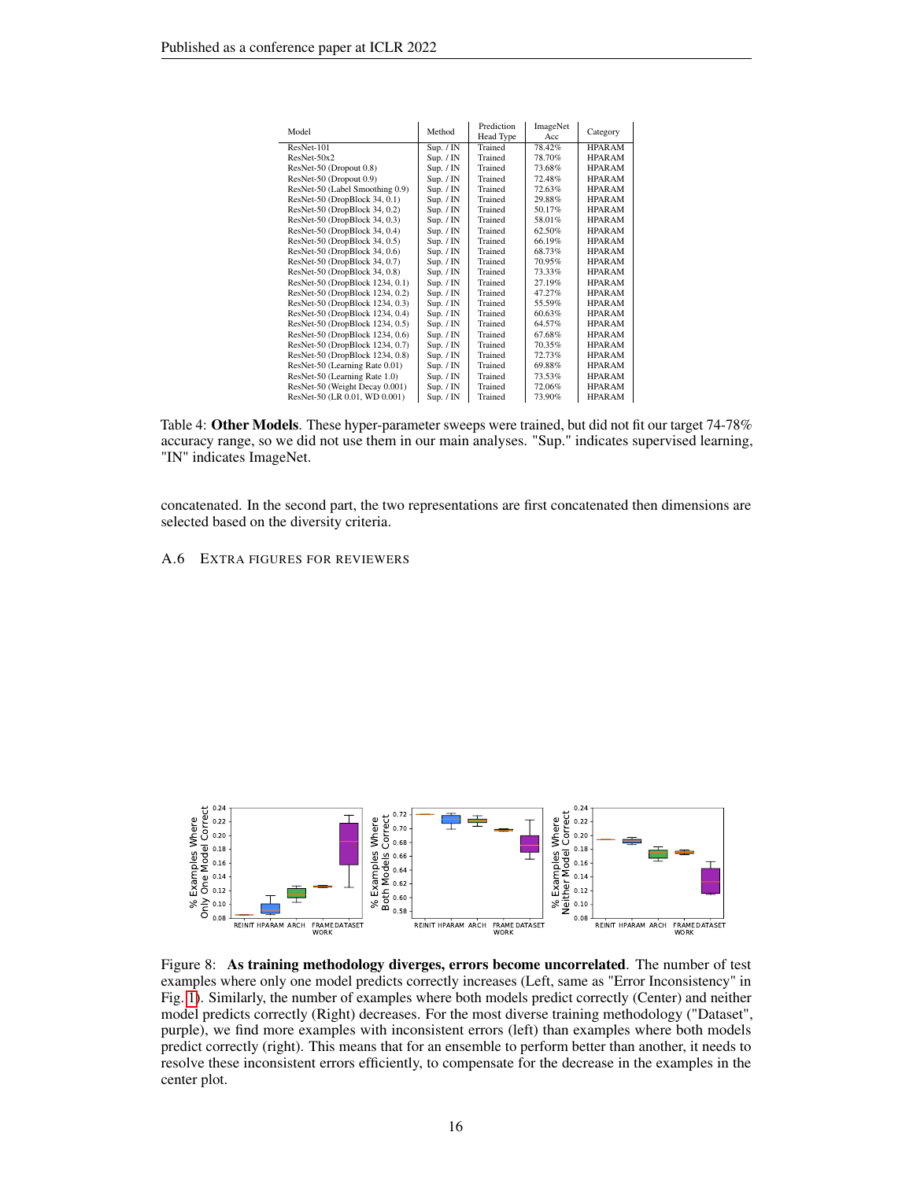| Model | Method | Prediction Head Type | ImageNet Acc | Category |
|---|---|---|---|---|
| ResNet-101 | Sup. / IN | Trained | 78.42% | HPARAM |
| ResNet-50x2 | Sup. / IN | Trained | 78.70% | HPARAM |
| ResNet-50 (Dropout 0.8) | Sup. / IN | Trained | 73.68% | HPARAM |
| ResNet-50 (Dropout 0.9) | Sup. / IN | Trained | 72.48% | HPARAM |
| ResNet-50 (Label Smoothing 0.9) | Sup. / IN | Trained | 72.63% | HPARAM |
| ResNet-50 (DropBlock 34, 0.1) | Sup. / IN | Trained | 29.88% | HPARAM |
| ResNet-50 (DropBlock 34, 0.2) | Sup. / IN | Trained | 50.17% | HPARAM |
| ResNet-50 (DropBlock 34, 0.3) | Sup. / IN | Trained | 58.01% | HPARAM |
| ResNet-50 (DropBlock 34, 0.4) | Sup. / IN | Trained | 62.50% | HPARAM |
| ResNet-50 (DropBlock 34, 0.5) | Sup. / IN | Trained | 66.19% | HPARAM |
| ResNet-50 (DropBlock 34, 0.6) | Sup. / IN | Trained | 68.73% | HPARAM |
| ResNet-50 (DropBlock 34, 0.7) | Sup. / IN | Trained | 70.95% | HPARAM |
| ResNet-50 (DropBlock 34, 0.8) | Sup. / IN | Trained | 73.33% | HPARAM |
| ResNet-50 (DropBlock 1234, 0.1) | Sup. / IN | Trained | 27.19% | HPARAM |
| ResNet-50 (DropBlock 1234, 0.2) | Sup. / IN | Trained | 47.27% | HPARAM |
| ResNet-50 (DropBlock 1234, 0.3) | Sup. / IN | Trained | 55.59% | HPARAM |
| ResNet-50 (DropBlock 1234, 0.4) | Sup. / IN | Trained | 60.63% | HPARAM |
| ResNet-50 (DropBlock 1234, 0.5) | Sup. / IN | Trained | 64.57% | HPARAM |
| ResNet-50 (DropBlock 1234, 0.6) | Sup. / IN | Trained | 67.68% | HPARAM |
| ResNet-50 (DropBlock 1234, 0.7) | Sup. / IN | Trained | 70.35% | HPARAM |
| ResNet-50 (DropBlock 1234, 0.8) | Sup. / IN | Trained | 72.73% | HPARAM |
| ResNet-50 (Learning Rate 0.01) | Sup. / IN | Trained | 69.88% | HPARAM |
| ResNet-50 (Learning Rate 1.0) | Sup. / IN | Trained | 73.53% | HPARAM |
| ResNet-50 (Weight Decay 0.001) | Sup. / IN | Trained | 72.06% | HPARAM |
| ResNet-50 (LR 0.01, WD 0.001) | Sup. / IN | Trained | 73.90% | HPARAM |

Table 4: **Other Models**. These hyper-parameter sweeps were trained, but did not fit our target 74-78% accuracy range, so we did not use them in our main analyses. "Sup." indicates supervised learning, "IN" indicates ImageNet.

concatenated. In the second part, the two representations are first concatenated then dimensions are selected based on the diversity criteria.

### A.6 Extra figures for reviewers

Figure 8: **As training methodology diverges, errors become uncorrelated**. The number of test examples where only one model predicts correctly increases (Left, same as "Error Inconsistency" in Fig. 1). Similarly, the number of examples where both models predict correctly (Center) and neither model predicts correctly (Right) decreases. For the most diverse training methodology ("Dataset", purple), we find more examples with inconsistent errors (left) than examples where both models predict correctly (right). This means that for an ensemble to perform better than another, it needs to resolve these inconsistent errors efficiently, to compensate for the decrease in the examples in the center plot.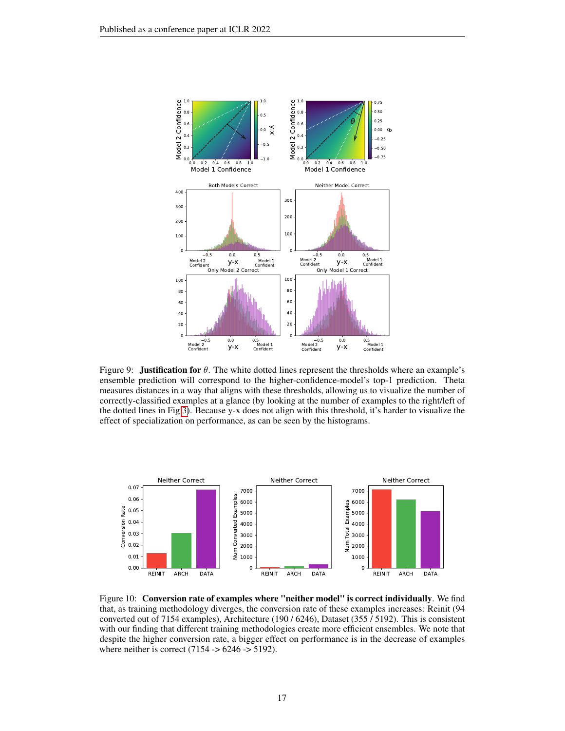Figure 9: **Justification for** $\theta$. The white dotted lines represent the thresholds where an example's ensemble prediction will correspond to the higher-confidence-model's top-1 prediction. Theta measures distances in a way that aligns with these thresholds, allowing us to visualize the number of correctly-classified examples at a glance (by looking at the number of examples to the right/left of the dotted lines in Fig 3). Because y-x does not align with this threshold, it's harder to visualize the effect of specialization on performance, as can be seen by the histograms.

Figure 10: **Conversion rate of examples where "neither model" is correct individually**. We find that, as training methodology diverges, the conversion rate of these examples increases: Reinit (94 converted out of 7154 examples), Architecture (190 / 6246), Dataset (355 / 5192). This is consistent with our finding that different training methodologies create more efficient ensembles. We note that despite the higher conversion rate, a bigger effect on performance is in the decrease of examples where neither is correct (7154 -> 6246 -> 5192).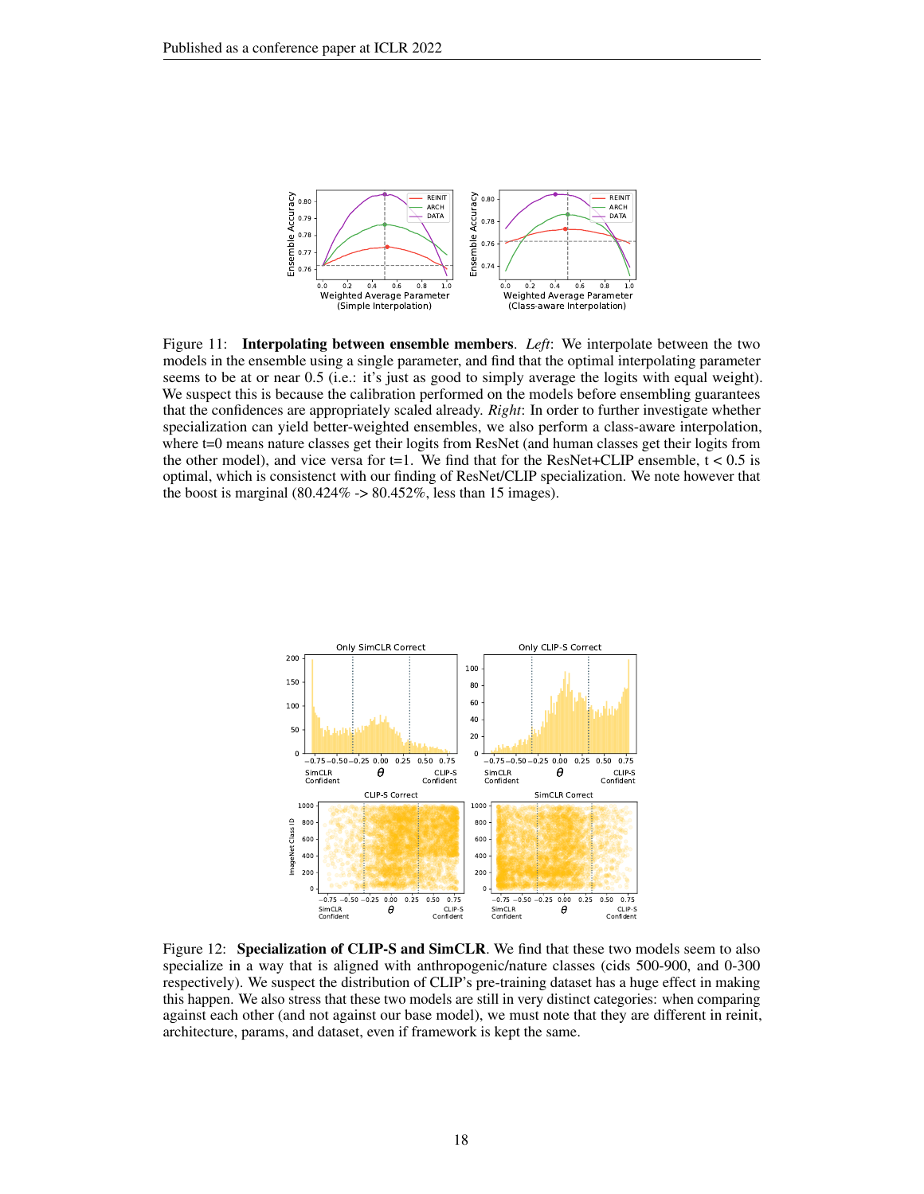Figure 11: **Interpolating between ensemble members**. *Left*: We interpolate between the two models in the ensemble using a single parameter, and find that the optimal interpolating parameter seems to be at or near 0.5 (i.e.: it's just as good to simply average the logits with equal weight). We suspect this is because the calibration performed on the models before ensembling guarantees that the confidences are appropriately scaled already. *Right*: In order to further investigate whether specialization can yield better-weighted ensembles, we also perform a class-aware interpolation, where t=0 means nature classes get their logits from ResNet (and human classes get their logits from the other model), and vice versa for t=1. We find that for the ResNet+CLIP ensemble, t < 0.5 is optimal, which is consistenct with our finding of ResNet/CLIP specialization. We note however that the boost is marginal (80.424% -> 80.452%, less than 15 images).

Figure 12: **Specialization of CLIP-S and SimCLR**. We find that these two models seem to also specialize in a way that is aligned with anthropogenic/nature classes (cids 500-900, and 0-300 respectively). We suspect the distribution of CLIP's pre-training dataset has a huge effect in making this happen. We also stress that these two models are still in very distinct categories: when comparing against each other (and not against our base model), we must note that they are different in reinit, architecture, params, and dataset, even if framework is kept the same.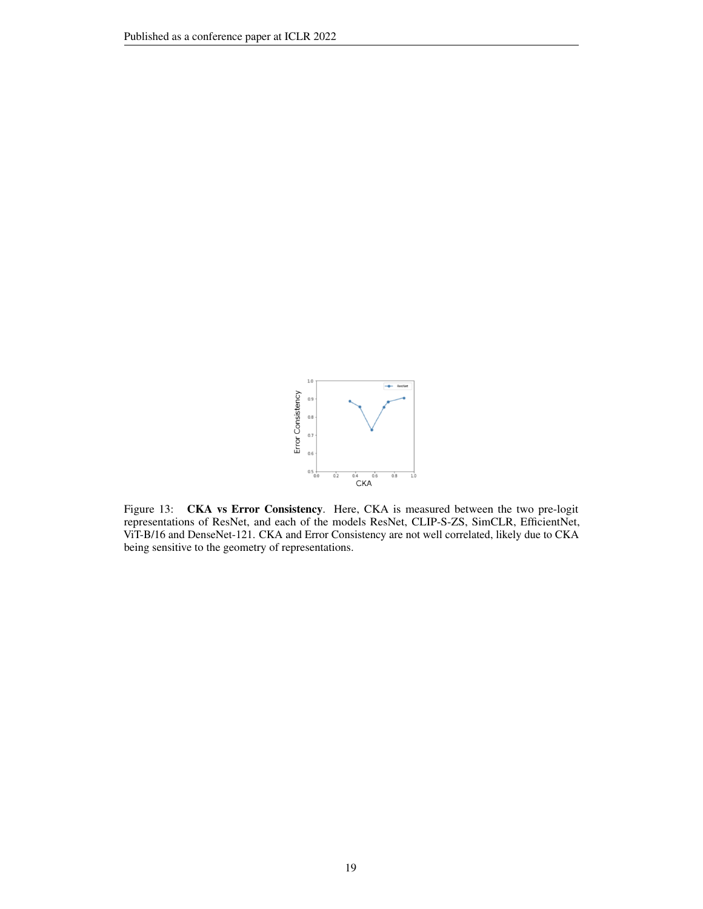1.0

0.9

0.8

0.7

0.6

0.5

0.0 0.2 0.4 0.6 0.8 1.0

Error Consistency

CKA

ResNet

Figure 13: **CKA vs Error Consistency**. Here, CKA is measured between the two pre-logit representations of ResNet, and each of the models ResNet, CLIP-S-ZS, SimCLR, EfficientNet, ViT-B/16 and DenseNet-121. CKA and Error Consistency are not well correlated, likely due to CKA being sensitive to the geometry of representations.